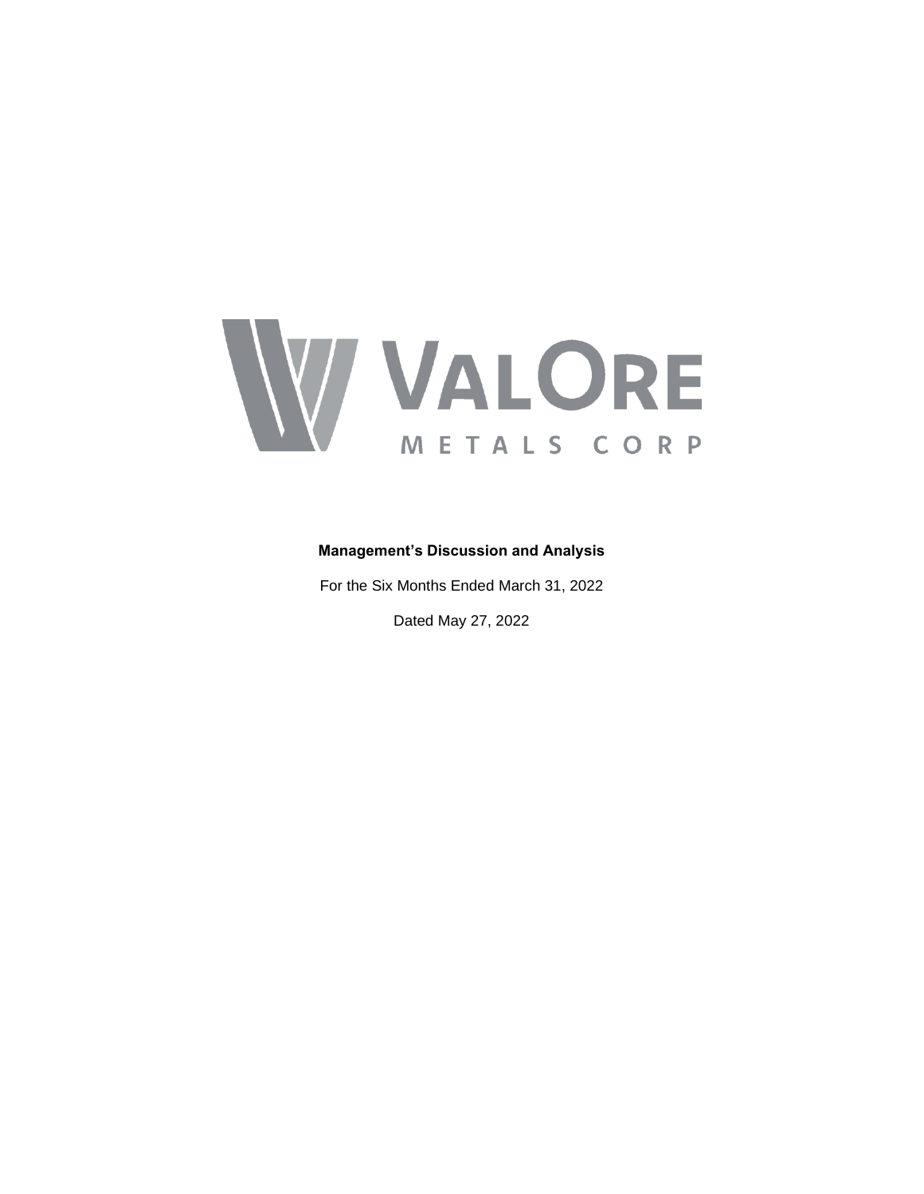VALORE

METALS CORP

**Management's Discussion and Analysis**

For the Six Months Ended March 31, 2022

Dated May 27, 2022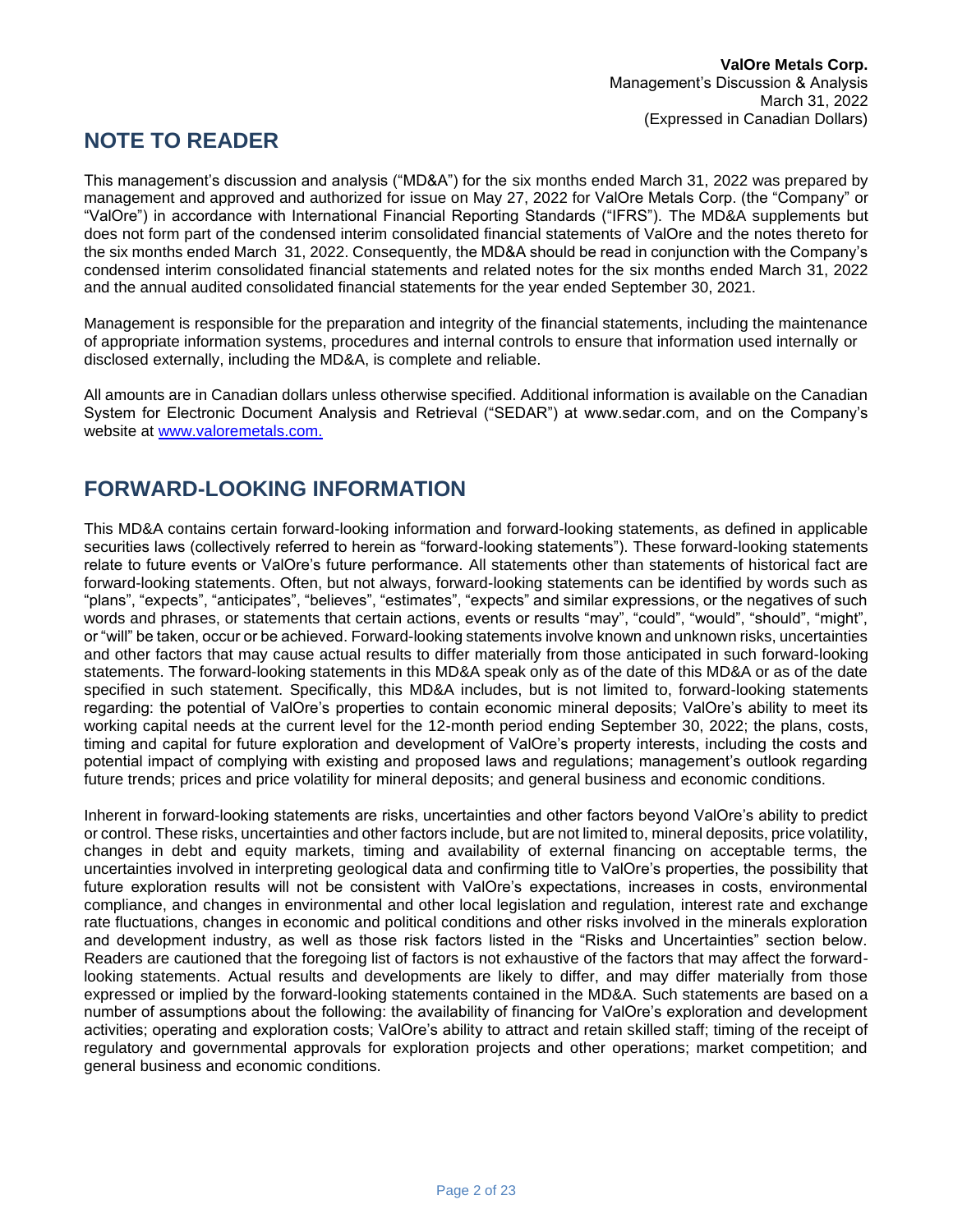## NOTE TO READER

This management's discussion and analysis ("MD&A") for the six months ended March 31, 2022 was prepared by management and approved and authorized for issue on May 27, 2022 for ValOre Metals Corp. (the "Company" or "ValOre") in accordance with International Financial Reporting Standards ("IFRS"). The MD&A supplements but does not form part of the condensed interim consolidated financial statements of ValOre and the notes thereto for the six months ended March 31, 2022. Consequently, the MD&A should be read in conjunction with the Company's condensed interim consolidated financial statements and related notes for the six months ended March 31, 2022 and the annual audited consolidated financial statements for the year ended September 30, 2021.

Management is responsible for the preparation and integrity of the financial statements, including the maintenance of appropriate information systems, procedures and internal controls to ensure that information used internally or disclosed externally, including the MD&A, is complete and reliable.

All amounts are in Canadian dollars unless otherwise specified. Additional information is available on the Canadian System for Electronic Document Analysis and Retrieval ("SEDAR") at www.sedar.com, and on the Company's website at [www.valoremetals.com.](http://www.valoremetals.com)

## FORWARD-LOOKING INFORMATION

This MD&A contains certain forward-looking information and forward-looking statements, as defined in applicable securities laws (collectively referred to herein as "forward-looking statements"). These forward-looking statements relate to future events or ValOre's future performance. All statements other than statements of historical fact are forward-looking statements. Often, but not always, forward-looking statements can be identified by words such as "plans", "expects", "anticipates", "believes", "estimates", "expects" and similar expressions, or the negatives of such words and phrases, or statements that certain actions, events or results "may", "could", "would", "should", "might", or "will" be taken, occur or be achieved. Forward-looking statements involve known and unknown risks, uncertainties and other factors that may cause actual results to differ materially from those anticipated in such forward-looking statements. The forward-looking statements in this MD&A speak only as of the date of this MD&A or as of the date specified in such statement. Specifically, this MD&A includes, but is not limited to, forward-looking statements regarding: the potential of ValOre's properties to contain economic mineral deposits; ValOre's ability to meet its working capital needs at the current level for the 12-month period ending September 30, 2022; the plans, costs, timing and capital for future exploration and development of ValOre's property interests, including the costs and potential impact of complying with existing and proposed laws and regulations; management's outlook regarding future trends; prices and price volatility for mineral deposits; and general business and economic conditions.

Inherent in forward-looking statements are risks, uncertainties and other factors beyond ValOre's ability to predict or control. These risks, uncertainties and other factors include, but are not limited to, mineral deposits, price volatility, changes in debt and equity markets, timing and availability of external financing on acceptable terms, the uncertainties involved in interpreting geological data and confirming title to ValOre's properties, the possibility that future exploration results will not be consistent with ValOre's expectations, increases in costs, environmental compliance, and changes in environmental and other local legislation and regulation, interest rate and exchange rate fluctuations, changes in economic and political conditions and other risks involved in the minerals exploration and development industry, as well as those risk factors listed in the "Risks and Uncertainties" section below. Readers are cautioned that the foregoing list of factors is not exhaustive of the factors that may affect the forward-looking statements. Actual results and developments are likely to differ, and may differ materially from those expressed or implied by the forward-looking statements contained in the MD&A. Such statements are based on a number of assumptions about the following: the availability of financing for ValOre's exploration and development activities; operating and exploration costs; ValOre's ability to attract and retain skilled staff; timing of the receipt of regulatory and governmental approvals for exploration projects and other operations; market competition; and general business and economic conditions.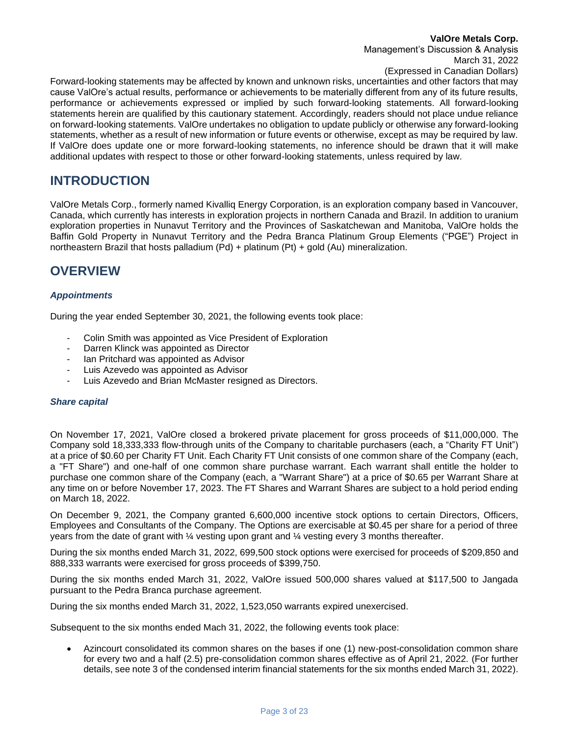Forward-looking statements may be affected by known and unknown risks, uncertainties and other factors that may cause ValOre's actual results, performance or achievements to be materially different from any of its future results, performance or achievements expressed or implied by such forward-looking statements. All forward-looking statements herein are qualified by this cautionary statement. Accordingly, readers should not place undue reliance on forward-looking statements. ValOre undertakes no obligation to update publicly or otherwise any forward-looking statements, whether as a result of new information or future events or otherwise, except as may be required by law. If ValOre does update one or more forward-looking statements, no inference should be drawn that it will make additional updates with respect to those or other forward-looking statements, unless required by law.

# INTRODUCTION

ValOre Metals Corp., formerly named Kivalliq Energy Corporation, is an exploration company based in Vancouver, Canada, which currently has interests in exploration projects in northern Canada and Brazil. In addition to uranium exploration properties in Nunavut Territory and the Provinces of Saskatchewan and Manitoba, ValOre holds the Baffin Gold Property in Nunavut Territory and the Pedra Branca Platinum Group Elements ("PGE") Project in northeastern Brazil that hosts palladium (Pd) + platinum (Pt) + gold (Au) mineralization.

# OVERVIEW

### *Appointments*

During the year ended September 30, 2021, the following events took place:

- Colin Smith was appointed as Vice President of Exploration
- Darren Klinck was appointed as Director
- Ian Pritchard was appointed as Advisor
- Luis Azevedo was appointed as Advisor
- Luis Azevedo and Brian McMaster resigned as Directors.

### *Share capital*

On November 17, 2021, ValOre closed a brokered private placement for gross proceeds of $11,000,000. The Company sold 18,333,333 flow-through units of the Company to charitable purchasers (each, a "Charity FT Unit") at a price of $0.60 per Charity FT Unit. Each Charity FT Unit consists of one common share of the Company (each, a "FT Share") and one-half of one common share purchase warrant. Each warrant shall entitle the holder to purchase one common share of the Company (each, a "Warrant Share") at a price of $0.65 per Warrant Share at any time on or before November 17, 2023. The FT Shares and Warrant Shares are subject to a hold period ending on March 18, 2022.

On December 9, 2021, the Company granted 6,600,000 incentive stock options to certain Directors, Officers, Employees and Consultants of the Company. The Options are exercisable at $0.45 per share for a period of three years from the date of grant with ¼ vesting upon grant and ¼ vesting every 3 months thereafter.

During the six months ended March 31, 2022, 699,500 stock options were exercised for proceeds of $209,850 and 888,333 warrants were exercised for gross proceeds of $399,750.

During the six months ended March 31, 2022, ValOre issued 500,000 shares valued at $117,500 to Jangada pursuant to the Pedra Branca purchase agreement.

During the six months ended March 31, 2022, 1,523,050 warrants expired unexercised.

Subsequent to the six months ended Mach 31, 2022, the following events took place:

- Azincourt consolidated its common shares on the bases if one (1) new-post-consolidation common share for every two and a half (2.5) pre-consolidation common shares effective as of April 21, 2022. (For further details, see note 3 of the condensed interim financial statements for the six months ended March 31, 2022).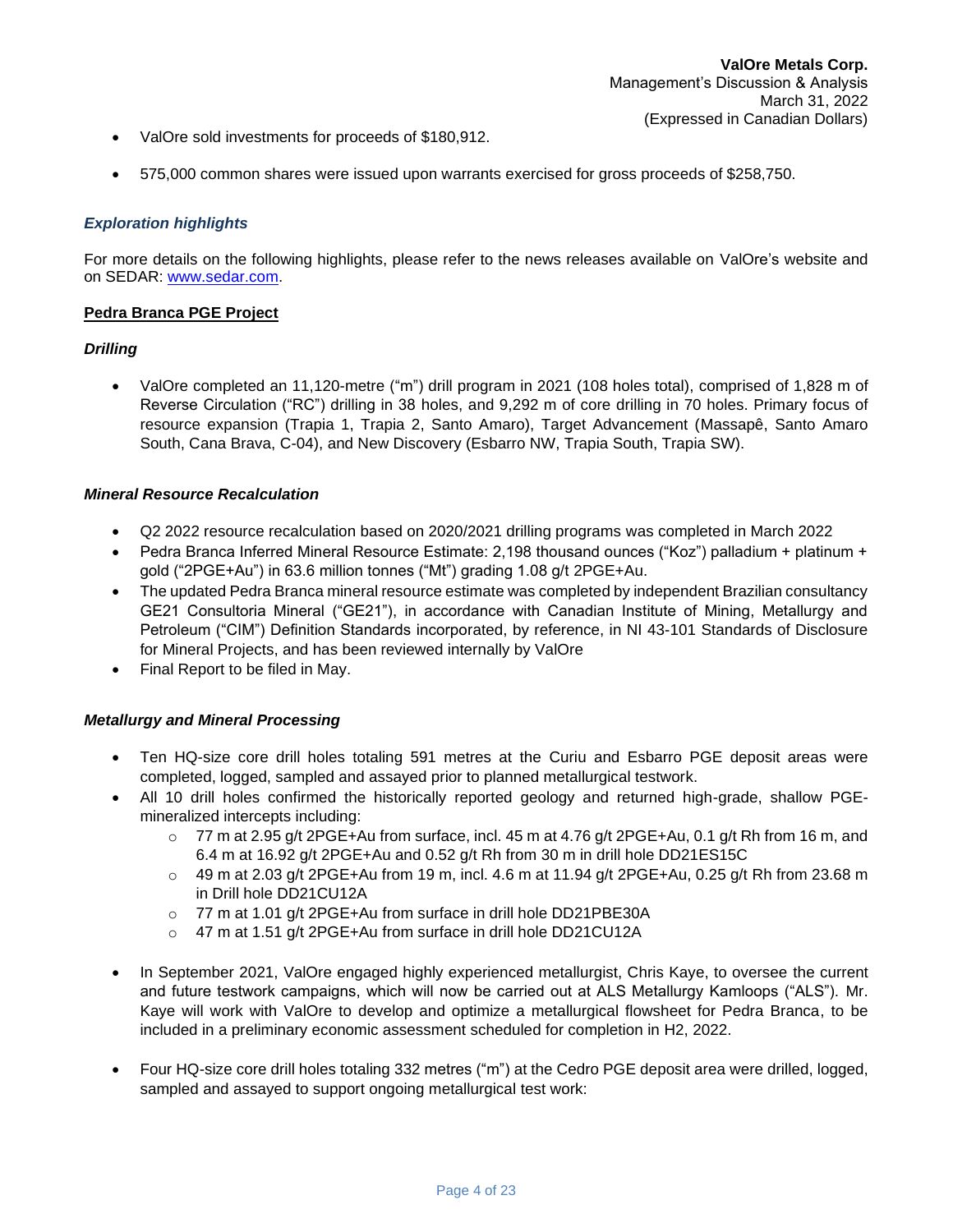- ValOre sold investments for proceeds of $180,912.
- 575,000 common shares were issued upon warrants exercised for gross proceeds of $258,750.

### *Exploration highlights*

For more details on the following highlights, please refer to the news releases available on ValOre's website and on SEDAR: www.sedar.com.

**Pedra Branca PGE Project**

***Drilling***

- ValOre completed an 11,120-metre ("m") drill program in 2021 (108 holes total), comprised of 1,828 m of Reverse Circulation ("RC") drilling in 38 holes, and 9,292 m of core drilling in 70 holes. Primary focus of resource expansion (Trapia 1, Trapia 2, Santo Amaro), Target Advancement (Massapê, Santo Amaro South, Cana Brava, C-04), and New Discovery (Esbarro NW, Trapia South, Trapia SW).

***Mineral Resource Recalculation***

- Q2 2022 resource recalculation based on 2020/2021 drilling programs was completed in March 2022
- Pedra Branca Inferred Mineral Resource Estimate: 2,198 thousand ounces ("Koz") palladium + platinum + gold ("2PGE+Au") in 63.6 million tonnes ("Mt") grading 1.08 g/t 2PGE+Au.
- The updated Pedra Branca mineral resource estimate was completed by independent Brazilian consultancy GE21 Consultoria Mineral ("GE21"), in accordance with Canadian Institute of Mining, Metallurgy and Petroleum ("CIM") Definition Standards incorporated, by reference, in NI 43-101 Standards of Disclosure for Mineral Projects, and has been reviewed internally by ValOre
- Final Report to be filed in May.

***Metallurgy and Mineral Processing***

- Ten HQ-size core drill holes totaling 591 metres at the Curiu and Esbarro PGE deposit areas were completed, logged, sampled and assayed prior to planned metallurgical testwork.
- All 10 drill holes confirmed the historically reported geology and returned high-grade, shallow PGE-mineralized intercepts including:
  - 77 m at 2.95 g/t 2PGE+Au from surface, incl. 45 m at 4.76 g/t 2PGE+Au, 0.1 g/t Rh from 16 m, and 6.4 m at 16.92 g/t 2PGE+Au and 0.52 g/t Rh from 30 m in drill hole DD21ES15C
  - 49 m at 2.03 g/t 2PGE+Au from 19 m, incl. 4.6 m at 11.94 g/t 2PGE+Au, 0.25 g/t Rh from 23.68 m in Drill hole DD21CU12A
  - 77 m at 1.01 g/t 2PGE+Au from surface in drill hole DD21PBE30A
  - 47 m at 1.51 g/t 2PGE+Au from surface in drill hole DD21CU12A

- In September 2021, ValOre engaged highly experienced metallurgist, Chris Kaye, to oversee the current and future testwork campaigns, which will now be carried out at ALS Metallurgy Kamloops ("ALS"). Mr. Kaye will work with ValOre to develop and optimize a metallurgical flowsheet for Pedra Branca, to be included in a preliminary economic assessment scheduled for completion in H2, 2022.

- Four HQ-size core drill holes totaling 332 metres ("m") at the Cedro PGE deposit area were drilled, logged, sampled and assayed to support ongoing metallurgical test work: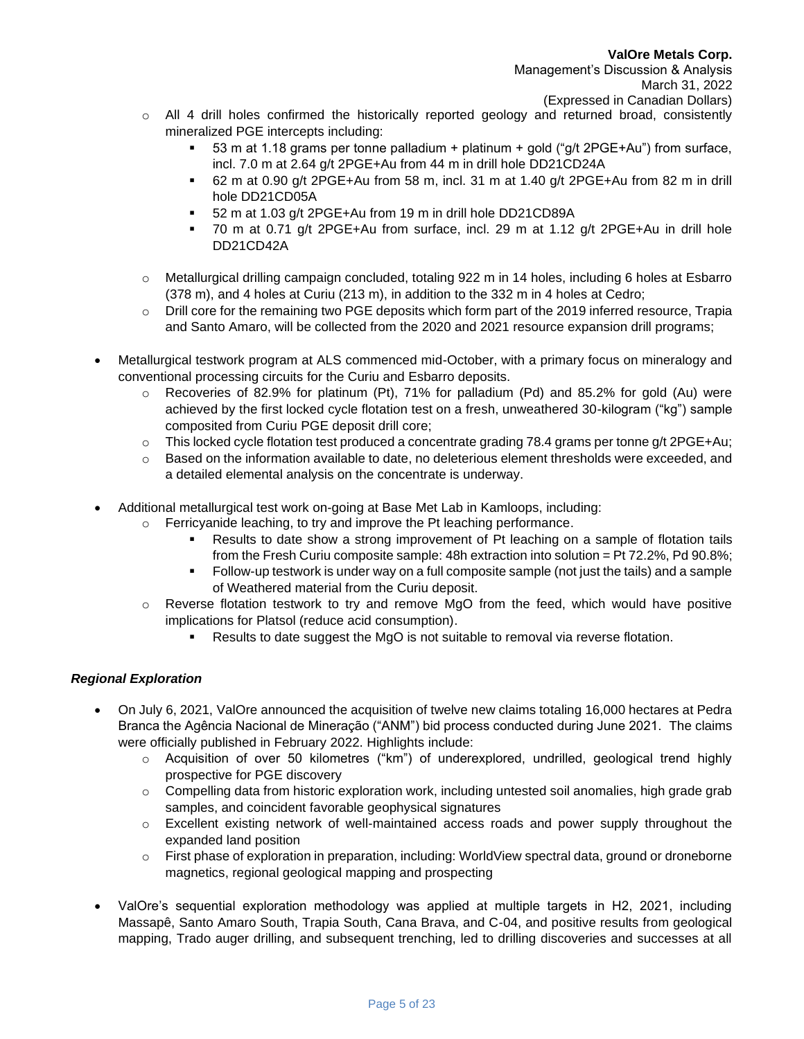- All 4 drill holes confirmed the historically reported geology and returned broad, consistently mineralized PGE intercepts including:
  - 53 m at 1.18 grams per tonne palladium + platinum + gold ("g/t 2PGE+Au") from surface, incl. 7.0 m at 2.64 g/t 2PGE+Au from 44 m in drill hole DD21CD24A
  - 62 m at 0.90 g/t 2PGE+Au from 58 m, incl. 31 m at 1.40 g/t 2PGE+Au from 82 m in drill hole DD21CD05A
  - 52 m at 1.03 g/t 2PGE+Au from 19 m in drill hole DD21CD89A
  - 70 m at 0.71 g/t 2PGE+Au from surface, incl. 29 m at 1.12 g/t 2PGE+Au in drill hole DD21CD42A
- Metallurgical drilling campaign concluded, totaling 922 m in 14 holes, including 6 holes at Esbarro (378 m), and 4 holes at Curiu (213 m), in addition to the 332 m in 4 holes at Cedro;
- Drill core for the remaining two PGE deposits which form part of the 2019 inferred resource, Trapia and Santo Amaro, will be collected from the 2020 and 2021 resource expansion drill programs;

- Metallurgical testwork program at ALS commenced mid-October, with a primary focus on mineralogy and conventional processing circuits for the Curiu and Esbarro deposits.
  - Recoveries of 82.9% for platinum (Pt), 71% for palladium (Pd) and 85.2% for gold (Au) were achieved by the first locked cycle flotation test on a fresh, unweathered 30-kilogram ("kg") sample composited from Curiu PGE deposit drill core;
  - This locked cycle flotation test produced a concentrate grading 78.4 grams per tonne g/t 2PGE+Au;
  - Based on the information available to date, no deleterious element thresholds were exceeded, and a detailed elemental analysis on the concentrate is underway.

- Additional metallurgical test work on-going at Base Met Lab in Kamloops, including:
  - Ferricyanide leaching, to try and improve the Pt leaching performance.
    - Results to date show a strong improvement of Pt leaching on a sample of flotation tails from the Fresh Curiu composite sample: 48h extraction into solution = Pt 72.2%, Pd 90.8%;
    - Follow-up testwork is under way on a full composite sample (not just the tails) and a sample of Weathered material from the Curiu deposit.
  - Reverse flotation testwork to try and remove MgO from the feed, which would have positive implications for Platsol (reduce acid consumption).
    - Results to date suggest the MgO is not suitable to removal via reverse flotation.

### *Regional Exploration*

- On July 6, 2021, ValOre announced the acquisition of twelve new claims totaling 16,000 hectares at Pedra Branca the Agência Nacional de Mineração ("ANM") bid process conducted during June 2021. The claims were officially published in February 2022. Highlights include:
  - Acquisition of over 50 kilometres ("km") of underexplored, undrilled, geological trend highly prospective for PGE discovery
  - Compelling data from historic exploration work, including untested soil anomalies, high grade grab samples, and coincident favorable geophysical signatures
  - Excellent existing network of well-maintained access roads and power supply throughout the expanded land position
  - First phase of exploration in preparation, including: WorldView spectral data, ground or droneborne magnetics, regional geological mapping and prospecting

- ValOre's sequential exploration methodology was applied at multiple targets in H2, 2021, including Massapê, Santo Amaro South, Trapia South, Cana Brava, and C-04, and positive results from geological mapping, Trado auger drilling, and subsequent trenching, led to drilling discoveries and successes at all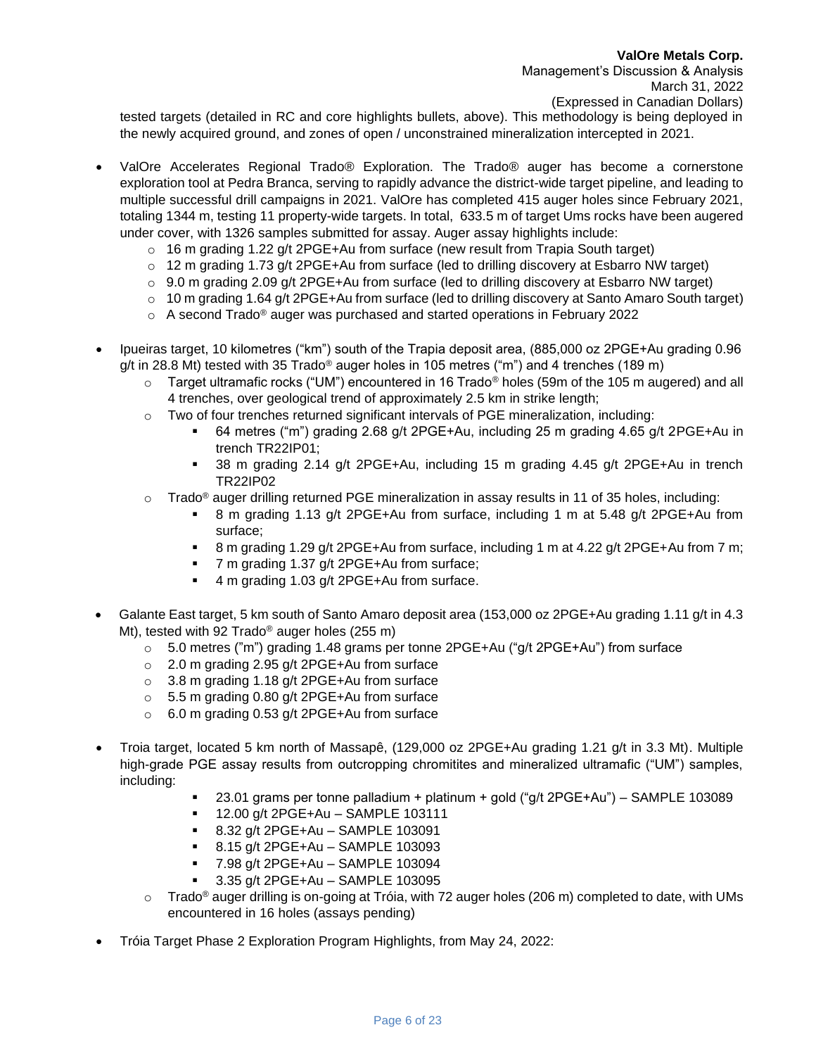tested targets (detailed in RC and core highlights bullets, above). This methodology is being deployed in the newly acquired ground, and zones of open / unconstrained mineralization intercepted in 2021.

- ValOre Accelerates Regional Trado® Exploration. The Trado® auger has become a cornerstone exploration tool at Pedra Branca, serving to rapidly advance the district-wide target pipeline, and leading to multiple successful drill campaigns in 2021. ValOre has completed 415 auger holes since February 2021, totaling 1344 m, testing 11 property-wide targets. In total, 633.5 m of target Ums rocks have been augered under cover, with 1326 samples submitted for assay. Auger assay highlights include:
  - 16 m grading 1.22 g/t 2PGE+Au from surface (new result from Trapia South target)
  - 12 m grading 1.73 g/t 2PGE+Au from surface (led to drilling discovery at Esbarro NW target)
  - 9.0 m grading 2.09 g/t 2PGE+Au from surface (led to drilling discovery at Esbarro NW target)
  - 10 m grading 1.64 g/t 2PGE+Au from surface (led to drilling discovery at Santo Amaro South target)
  - A second Trado® auger was purchased and started operations in February 2022

- Ipueiras target, 10 kilometres ("km") south of the Trapia deposit area, (885,000 oz 2PGE+Au grading 0.96 g/t in 28.8 Mt) tested with 35 Trado® auger holes in 105 metres ("m") and 4 trenches (189 m)
  - Target ultramafic rocks ("UM") encountered in 16 Trado® holes (59m of the 105 m augered) and all 4 trenches, over geological trend of approximately 2.5 km in strike length;
  - Two of four trenches returned significant intervals of PGE mineralization, including:
    - 64 metres ("m") grading 2.68 g/t 2PGE+Au, including 25 m grading 4.65 g/t 2PGE+Au in trench TR22IP01;
    - 38 m grading 2.14 g/t 2PGE+Au, including 15 m grading 4.45 g/t 2PGE+Au in trench TR22IP02
  - Trado® auger drilling returned PGE mineralization in assay results in 11 of 35 holes, including:
    - 8 m grading 1.13 g/t 2PGE+Au from surface, including 1 m at 5.48 g/t 2PGE+Au from surface;
    - 8 m grading 1.29 g/t 2PGE+Au from surface, including 1 m at 4.22 g/t 2PGE+Au from 7 m;
    - 7 m grading 1.37 g/t 2PGE+Au from surface;
    - 4 m grading 1.03 g/t 2PGE+Au from surface.

- Galante East target, 5 km south of Santo Amaro deposit area (153,000 oz 2PGE+Au grading 1.11 g/t in 4.3 Mt), tested with 92 Trado® auger holes (255 m)
  - 5.0 metres ("m") grading 1.48 grams per tonne 2PGE+Au ("g/t 2PGE+Au") from surface
  - 2.0 m grading 2.95 g/t 2PGE+Au from surface
  - 3.8 m grading 1.18 g/t 2PGE+Au from surface
  - 5.5 m grading 0.80 g/t 2PGE+Au from surface
  - 6.0 m grading 0.53 g/t 2PGE+Au from surface

- Troia target, located 5 km north of Massapê, (129,000 oz 2PGE+Au grading 1.21 g/t in 3.3 Mt). Multiple high-grade PGE assay results from outcropping chromitites and mineralized ultramafic ("UM") samples, including:
    - 23.01 grams per tonne palladium + platinum + gold ("g/t 2PGE+Au") – SAMPLE 103089
    - 12.00 g/t 2PGE+Au – SAMPLE 103111
    - 8.32 g/t 2PGE+Au – SAMPLE 103091
    - 8.15 g/t 2PGE+Au – SAMPLE 103093
    - 7.98 g/t 2PGE+Au – SAMPLE 103094
    - 3.35 g/t 2PGE+Au – SAMPLE 103095
  - Trado® auger drilling is on-going at Tróia, with 72 auger holes (206 m) completed to date, with UMs encountered in 16 holes (assays pending)

- Tróia Target Phase 2 Exploration Program Highlights, from May 24, 2022: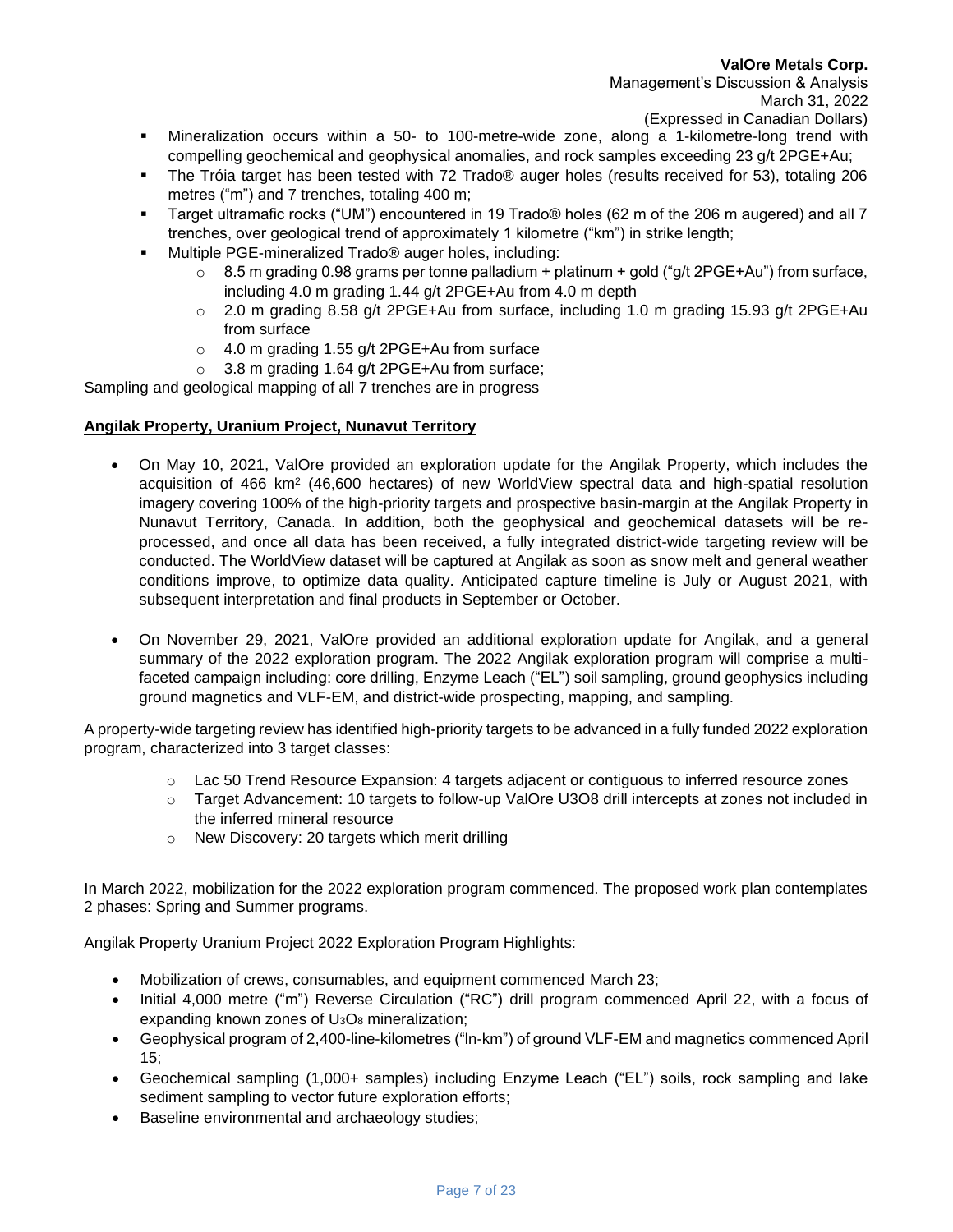- Mineralization occurs within a 50- to 100-metre-wide zone, along a 1-kilometre-long trend with compelling geochemical and geophysical anomalies, and rock samples exceeding 23 g/t 2PGE+Au;
- The Tróia target has been tested with 72 Trado® auger holes (results received for 53), totaling 206 metres ("m") and 7 trenches, totaling 400 m;
- Target ultramafic rocks ("UM") encountered in 19 Trado® holes (62 m of the 206 m augered) and all 7 trenches, over geological trend of approximately 1 kilometre ("km") in strike length;
- Multiple PGE-mineralized Trado® auger holes, including:
  - 8.5 m grading 0.98 grams per tonne palladium + platinum + gold ("g/t 2PGE+Au") from surface, including 4.0 m grading 1.44 g/t 2PGE+Au from 4.0 m depth
  - 2.0 m grading 8.58 g/t 2PGE+Au from surface, including 1.0 m grading 15.93 g/t 2PGE+Au from surface
  - 4.0 m grading 1.55 g/t 2PGE+Au from surface
  - 3.8 m grading 1.64 g/t 2PGE+Au from surface;

Sampling and geological mapping of all 7 trenches are in progress

**Angilak Property, Uranium Project, Nunavut Territory**

- On May 10, 2021, ValOre provided an exploration update for the Angilak Property, which includes the acquisition of 466 $km^2$ (46,600 hectares) of new WorldView spectral data and high-spatial resolution imagery covering 100% of the high-priority targets and prospective basin-margin at the Angilak Property in Nunavut Territory, Canada. In addition, both the geophysical and geochemical datasets will be re-processed, and once all data has been received, a fully integrated district-wide targeting review will be conducted. The WorldView dataset will be captured at Angilak as soon as snow melt and general weather conditions improve, to optimize data quality. Anticipated capture timeline is July or August 2021, with subsequent interpretation and final products in September or October.

- On November 29, 2021, ValOre provided an additional exploration update for Angilak, and a general summary of the 2022 exploration program. The 2022 Angilak exploration program will comprise a multi-faceted campaign including: core drilling, Enzyme Leach ("EL") soil sampling, ground geophysics including ground magnetics and VLF-EM, and district-wide prospecting, mapping, and sampling.

A property-wide targeting review has identified high-priority targets to be advanced in a fully funded 2022 exploration program, characterized into 3 target classes:

- Lac 50 Trend Resource Expansion: 4 targets adjacent or contiguous to inferred resource zones
- Target Advancement: 10 targets to follow-up ValOre U3O8 drill intercepts at zones not included in the inferred mineral resource
- New Discovery: 20 targets which merit drilling

In March 2022, mobilization for the 2022 exploration program commenced. The proposed work plan contemplates 2 phases: Spring and Summer programs.

Angilak Property Uranium Project 2022 Exploration Program Highlights:

- Mobilization of crews, consumables, and equipment commenced March 23;
- Initial 4,000 metre ("m") Reverse Circulation ("RC") drill program commenced April 22, with a focus of expanding known zones of $U_3O_8$ mineralization;
- Geophysical program of 2,400-line-kilometres ("ln-km") of ground VLF-EM and magnetics commenced April 15;
- Geochemical sampling (1,000+ samples) including Enzyme Leach ("EL") soils, rock sampling and lake sediment sampling to vector future exploration efforts;
- Baseline environmental and archaeology studies;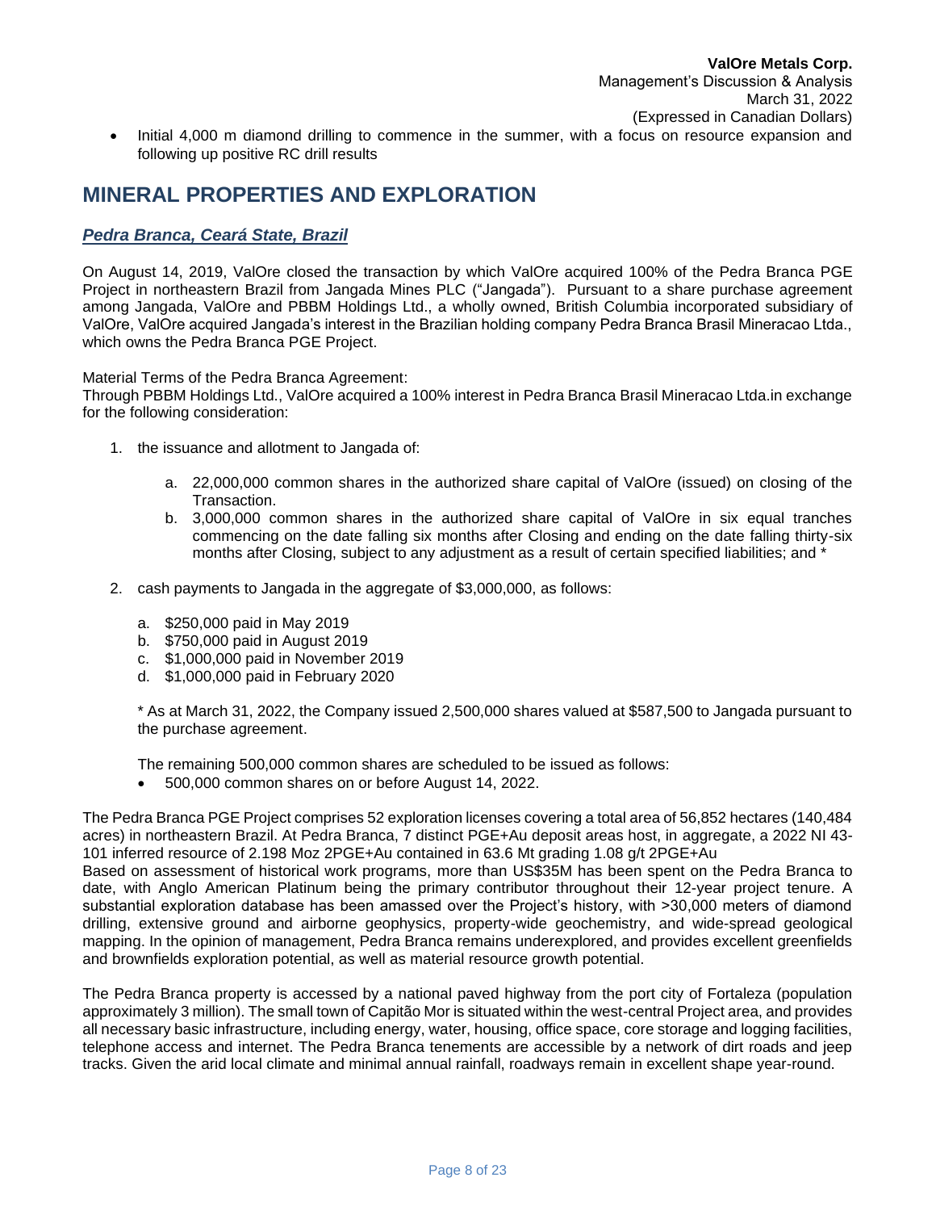- Initial 4,000 m diamond drilling to commence in the summer, with a focus on resource expansion and following up positive RC drill results

# MINERAL PROPERTIES AND EXPLORATION

## *Pedra Branca, Ceará State, Brazil*

On August 14, 2019, ValOre closed the transaction by which ValOre acquired 100% of the Pedra Branca PGE Project in northeastern Brazil from Jangada Mines PLC ("Jangada"). Pursuant to a share purchase agreement among Jangada, ValOre and PBBM Holdings Ltd., a wholly owned, British Columbia incorporated subsidiary of ValOre, ValOre acquired Jangada's interest in the Brazilian holding company Pedra Branca Brasil Mineracao Ltda., which owns the Pedra Branca PGE Project.

Material Terms of the Pedra Branca Agreement:
Through PBBM Holdings Ltd., ValOre acquired a 100% interest in Pedra Branca Brasil Mineracao Ltda.in exchange for the following consideration:

1. the issuance and allotment to Jangada of:

    a. 22,000,000 common shares in the authorized share capital of ValOre (issued) on closing of the Transaction.
    b. 3,000,000 common shares in the authorized share capital of ValOre in six equal tranches commencing on the date falling six months after Closing and ending on the date falling thirty-six months after Closing, subject to any adjustment as a result of certain specified liabilities; and *

2. cash payments to Jangada in the aggregate of $3,000,000, as follows:

    a. $250,000 paid in May 2019
    b. $750,000 paid in August 2019
    c. $1,000,000 paid in November 2019
    d. $1,000,000 paid in February 2020

    * As at March 31, 2022, the Company issued 2,500,000 shares valued at $587,500 to Jangada pursuant to the purchase agreement.

    The remaining 500,000 common shares are scheduled to be issued as follows:

    - 500,000 common shares on or before August 14, 2022.

The Pedra Branca PGE Project comprises 52 exploration licenses covering a total area of 56,852 hectares (140,484 acres) in northeastern Brazil. At Pedra Branca, 7 distinct PGE+Au deposit areas host, in aggregate, a 2022 NI 43-101 inferred resource of 2.198 Moz 2PGE+Au contained in 63.6 Mt grading 1.08 g/t 2PGE+Au
Based on assessment of historical work programs, more than US$35M has been spent on the Pedra Branca to date, with Anglo American Platinum being the primary contributor throughout their 12-year project tenure. A substantial exploration database has been amassed over the Project's history, with >30,000 meters of diamond drilling, extensive ground and airborne geophysics, property-wide geochemistry, and wide-spread geological mapping. In the opinion of management, Pedra Branca remains underexplored, and provides excellent greenfields and brownfields exploration potential, as well as material resource growth potential.

The Pedra Branca property is accessed by a national paved highway from the port city of Fortaleza (population approximately 3 million). The small town of Capitão Mor is situated within the west-central Project area, and provides all necessary basic infrastructure, including energy, water, housing, office space, core storage and logging facilities, telephone access and internet. The Pedra Branca tenements are accessible by a network of dirt roads and jeep tracks. Given the arid local climate and minimal annual rainfall, roadways remain in excellent shape year-round.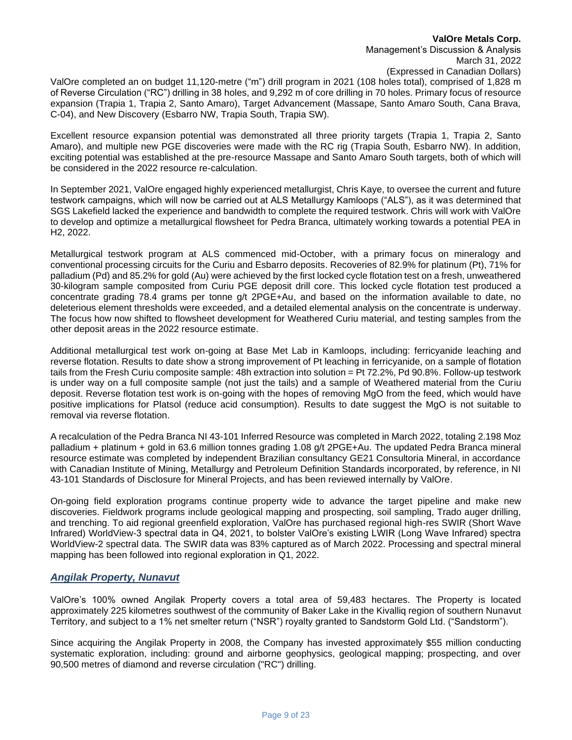ValOre completed an on budget 11,120-metre ("m") drill program in 2021 (108 holes total), comprised of 1,828 m of Reverse Circulation ("RC") drilling in 38 holes, and 9,292 m of core drilling in 70 holes. Primary focus of resource expansion (Trapia 1, Trapia 2, Santo Amaro), Target Advancement (Massape, Santo Amaro South, Cana Brava, C-04), and New Discovery (Esbarro NW, Trapia South, Trapia SW).

Excellent resource expansion potential was demonstrated all three priority targets (Trapia 1, Trapia 2, Santo Amaro), and multiple new PGE discoveries were made with the RC rig (Trapia South, Esbarro NW). In addition, exciting potential was established at the pre-resource Massape and Santo Amaro South targets, both of which will be considered in the 2022 resource re-calculation.

In September 2021, ValOre engaged highly experienced metallurgist, Chris Kaye, to oversee the current and future testwork campaigns, which will now be carried out at ALS Metallurgy Kamloops ("ALS"), as it was determined that SGS Lakefield lacked the experience and bandwidth to complete the required testwork. Chris will work with ValOre to develop and optimize a metallurgical flowsheet for Pedra Branca, ultimately working towards a potential PEA in H2, 2022.

Metallurgical testwork program at ALS commenced mid-October, with a primary focus on mineralogy and conventional processing circuits for the Curiu and Esbarro deposits. Recoveries of 82.9% for platinum (Pt), 71% for palladium (Pd) and 85.2% for gold (Au) were achieved by the first locked cycle flotation test on a fresh, unweathered 30-kilogram sample composited from Curiu PGE deposit drill core. This locked cycle flotation test produced a concentrate grading 78.4 grams per tonne g/t 2PGE+Au, and based on the information available to date, no deleterious element thresholds were exceeded, and a detailed elemental analysis on the concentrate is underway. The focus how now shifted to flowsheet development for Weathered Curiu material, and testing samples from the other deposit areas in the 2022 resource estimate.

Additional metallurgical test work on-going at Base Met Lab in Kamloops, including: ferricyanide leaching and reverse flotation. Results to date show a strong improvement of Pt leaching in ferricyanide, on a sample of flotation tails from the Fresh Curiu composite sample: 48h extraction into solution = Pt 72.2%, Pd 90.8%. Follow-up testwork is under way on a full composite sample (not just the tails) and a sample of Weathered material from the Curiu deposit. Reverse flotation test work is on-going with the hopes of removing MgO from the feed, which would have positive implications for Platsol (reduce acid consumption). Results to date suggest the MgO is not suitable to removal via reverse flotation.

A recalculation of the Pedra Branca NI 43-101 Inferred Resource was completed in March 2022, totaling 2.198 Moz palladium + platinum + gold in 63.6 million tonnes grading 1.08 g/t 2PGE+Au. The updated Pedra Branca mineral resource estimate was completed by independent Brazilian consultancy GE21 Consultoria Mineral, in accordance with Canadian Institute of Mining, Metallurgy and Petroleum Definition Standards incorporated, by reference, in NI 43-101 Standards of Disclosure for Mineral Projects, and has been reviewed internally by ValOre.

On-going field exploration programs continue property wide to advance the target pipeline and make new discoveries. Fieldwork programs include geological mapping and prospecting, soil sampling, Trado auger drilling, and trenching. To aid regional greenfield exploration, ValOre has purchased regional high-res SWIR (Short Wave Infrared) WorldView-3 spectral data in Q4, 2021, to bolster ValOre's existing LWIR (Long Wave Infrared) spectra WorldView-2 spectral data. The SWIR data was 83% captured as of March 2022. Processing and spectral mineral mapping has been followed into regional exploration in Q1, 2022.

## *Angilak Property, Nunavut*

ValOre's 100% owned Angilak Property covers a total area of 59,483 hectares. The Property is located approximately 225 kilometres southwest of the community of Baker Lake in the Kivalliq region of southern Nunavut Territory, and subject to a 1% net smelter return ("NSR") royalty granted to Sandstorm Gold Ltd. ("Sandstorm").

Since acquiring the Angilak Property in 2008, the Company has invested approximately $55 million conducting systematic exploration, including: ground and airborne geophysics, geological mapping; prospecting, and over 90,500 metres of diamond and reverse circulation ("RC") drilling.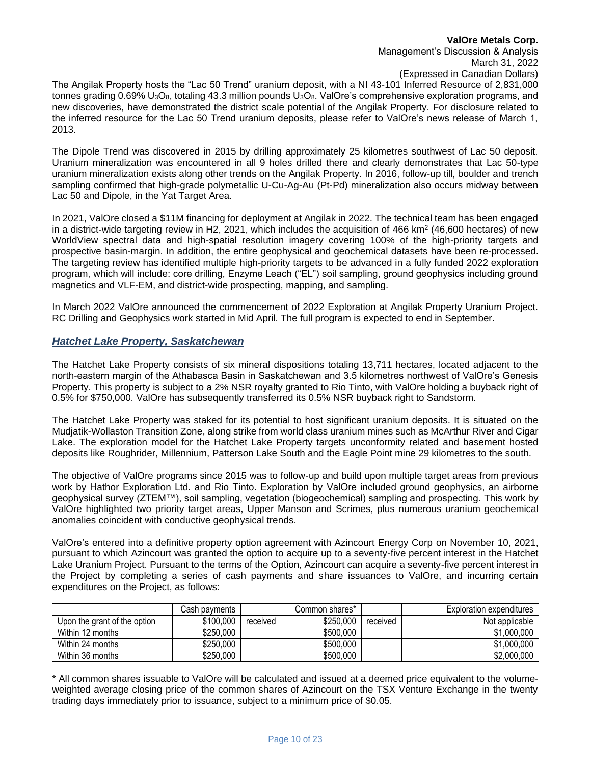The Angilak Property hosts the "Lac 50 Trend" uranium deposit, with a NI 43-101 Inferred Resource of 2,831,000 tonnes grading 0.69% $U_3O_8$, totaling 43.3 million pounds $U_3O_8$. ValOre's comprehensive exploration programs, and new discoveries, have demonstrated the district scale potential of the Angilak Property. For disclosure related to the inferred resource for the Lac 50 Trend uranium deposits, please refer to ValOre's news release of March 1, 2013.

The Dipole Trend was discovered in 2015 by drilling approximately 25 kilometres southwest of Lac 50 deposit. Uranium mineralization was encountered in all 9 holes drilled there and clearly demonstrates that Lac 50-type uranium mineralization exists along other trends on the Angilak Property. In 2016, follow-up till, boulder and trench sampling confirmed that high-grade polymetallic U-Cu-Ag-Au (Pt-Pd) mineralization also occurs midway between Lac 50 and Dipole, in the Yat Target Area.

In 2021, ValOre closed a $11M financing for deployment at Angilak in 2022. The technical team has been engaged in a district-wide targeting review in H2, 2021, which includes the acquisition of 466 km$^2$ (46,600 hectares) of new WorldView spectral data and high-spatial resolution imagery covering 100% of the high-priority targets and prospective basin-margin. In addition, the entire geophysical and geochemical datasets have been re-processed. The targeting review has identified multiple high-priority targets to be advanced in a fully funded 2022 exploration program, which will include: core drilling, Enzyme Leach ("EL") soil sampling, ground geophysics including ground magnetics and VLF-EM, and district-wide prospecting, mapping, and sampling.

In March 2022 ValOre announced the commencement of 2022 Exploration at Angilak Property Uranium Project. RC Drilling and Geophysics work started in Mid April. The full program is expected to end in September.

## *Hatchet Lake Property, Saskatchewan*

The Hatchet Lake Property consists of six mineral dispositions totaling 13,711 hectares, located adjacent to the north-eastern margin of the Athabasca Basin in Saskatchewan and 3.5 kilometres northwest of ValOre's Genesis Property. This property is subject to a 2% NSR royalty granted to Rio Tinto, with ValOre holding a buyback right of 0.5% for $750,000. ValOre has subsequently transferred its 0.5% NSR buyback right to Sandstorm.

The Hatchet Lake Property was staked for its potential to host significant uranium deposits. It is situated on the Mudjatik-Wollaston Transition Zone, along strike from world class uranium mines such as McArthur River and Cigar Lake. The exploration model for the Hatchet Lake Property targets unconformity related and basement hosted deposits like Roughrider, Millennium, Patterson Lake South and the Eagle Point mine 29 kilometres to the south.

The objective of ValOre programs since 2015 was to follow-up and build upon multiple target areas from previous work by Hathor Exploration Ltd. and Rio Tinto. Exploration by ValOre included ground geophysics, an airborne geophysical survey (ZTEM™), soil sampling, vegetation (biogeochemical) sampling and prospecting. This work by ValOre highlighted two priority target areas, Upper Manson and Scrimes, plus numerous uranium geochemical anomalies coincident with conductive geophysical trends.

ValOre's entered into a definitive property option agreement with Azincourt Energy Corp on November 10, 2021, pursuant to which Azincourt was granted the option to acquire up to a seventy-five percent interest in the Hatchet Lake Uranium Project. Pursuant to the terms of the Option, Azincourt can acquire a seventy-five percent interest in the Project by completing a series of cash payments and share issuances to ValOre, and incurring certain expenditures on the Project, as follows:

| | Cash payments | | Common shares* | | Exploration expenditures |
|---|---|---|---|---|---|
| Upon the grant of the option | $100,000 | received | $250,000 | received | Not applicable |
| Within 12 months | $250,000 | | $500,000 | | $1,000,000 |
| Within 24 months | $250,000 | | $500,000 | | $1,000,000 |
| Within 36 months | $250,000 | | $500,000 | | $2,000,000 |

* All common shares issuable to ValOre will be calculated and issued at a deemed price equivalent to the volume-weighted average closing price of the common shares of Azincourt on the TSX Venture Exchange in the twenty trading days immediately prior to issuance, subject to a minimum price of $0.05.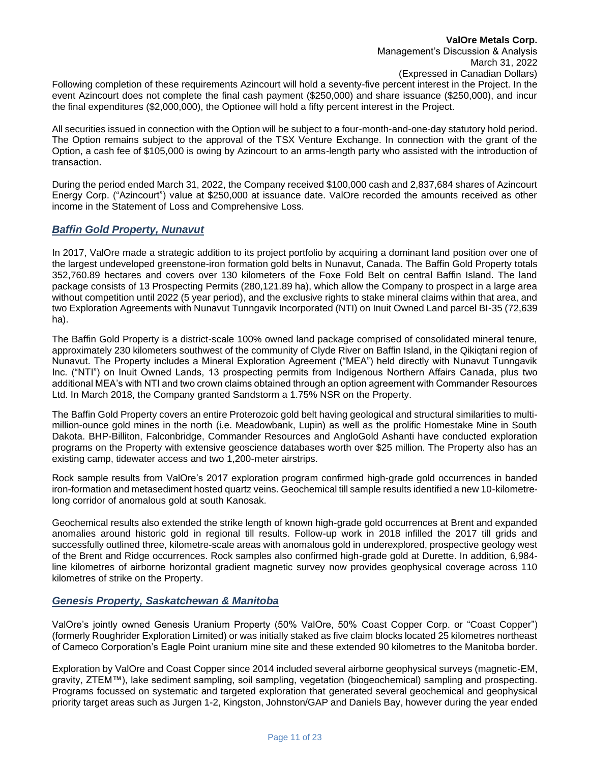Following completion of these requirements Azincourt will hold a seventy-five percent interest in the Project. In the event Azincourt does not complete the final cash payment ($250,000) and share issuance ($250,000), and incur the final expenditures ($2,000,000), the Optionee will hold a fifty percent interest in the Project.

All securities issued in connection with the Option will be subject to a four-month-and-one-day statutory hold period. The Option remains subject to the approval of the TSX Venture Exchange. In connection with the grant of the Option, a cash fee of $105,000 is owing by Azincourt to an arms-length party who assisted with the introduction of transaction.

During the period ended March 31, 2022, the Company received $100,000 cash and 2,837,684 shares of Azincourt Energy Corp. ("Azincourt") value at $250,000 at issuance date. ValOre recorded the amounts received as other income in the Statement of Loss and Comprehensive Loss.

## *Baffin Gold Property, Nunavut*

In 2017, ValOre made a strategic addition to its project portfolio by acquiring a dominant land position over one of the largest undeveloped greenstone-iron formation gold belts in Nunavut, Canada. The Baffin Gold Property totals 352,760.89 hectares and covers over 130 kilometers of the Foxe Fold Belt on central Baffin Island. The land package consists of 13 Prospecting Permits (280,121.89 ha), which allow the Company to prospect in a large area without competition until 2022 (5 year period), and the exclusive rights to stake mineral claims within that area, and two Exploration Agreements with Nunavut Tunngavik Incorporated (NTI) on Inuit Owned Land parcel BI-35 (72,639 ha).

The Baffin Gold Property is a district-scale 100% owned land package comprised of consolidated mineral tenure, approximately 230 kilometers southwest of the community of Clyde River on Baffin Island, in the Qikiqtani region of Nunavut. The Property includes a Mineral Exploration Agreement ("MEA") held directly with Nunavut Tunngavik Inc. ("NTI") on Inuit Owned Lands, 13 prospecting permits from Indigenous Northern Affairs Canada, plus two additional MEA's with NTI and two crown claims obtained through an option agreement with Commander Resources Ltd. In March 2018, the Company granted Sandstorm a 1.75% NSR on the Property.

The Baffin Gold Property covers an entire Proterozoic gold belt having geological and structural similarities to multi-million-ounce gold mines in the north (i.e. Meadowbank, Lupin) as well as the prolific Homestake Mine in South Dakota. BHP-Billiton, Falconbridge, Commander Resources and AngloGold Ashanti have conducted exploration programs on the Property with extensive geoscience databases worth over $25 million. The Property also has an existing camp, tidewater access and two 1,200-meter airstrips.

Rock sample results from ValOre's 2017 exploration program confirmed high-grade gold occurrences in banded iron-formation and metasediment hosted quartz veins. Geochemical till sample results identified a new 10-kilometre-long corridor of anomalous gold at south Kanosak.

Geochemical results also extended the strike length of known high-grade gold occurrences at Brent and expanded anomalies around historic gold in regional till results. Follow-up work in 2018 infilled the 2017 till grids and successfully outlined three, kilometre-scale areas with anomalous gold in underexplored, prospective geology west of the Brent and Ridge occurrences. Rock samples also confirmed high-grade gold at Durette. In addition, 6,984-line kilometres of airborne horizontal gradient magnetic survey now provides geophysical coverage across 110 kilometres of strike on the Property.

## *Genesis Property, Saskatchewan & Manitoba*

ValOre's jointly owned Genesis Uranium Property (50% ValOre, 50% Coast Copper Corp. or "Coast Copper") (formerly Roughrider Exploration Limited) or was initially staked as five claim blocks located 25 kilometres northeast of Cameco Corporation's Eagle Point uranium mine site and these extended 90 kilometres to the Manitoba border.

Exploration by ValOre and Coast Copper since 2014 included several airborne geophysical surveys (magnetic-EM, gravity, ZTEM™), lake sediment sampling, soil sampling, vegetation (biogeochemical) sampling and prospecting. Programs focussed on systematic and targeted exploration that generated several geochemical and geophysical priority target areas such as Jurgen 1-2, Kingston, Johnston/GAP and Daniels Bay, however during the year ended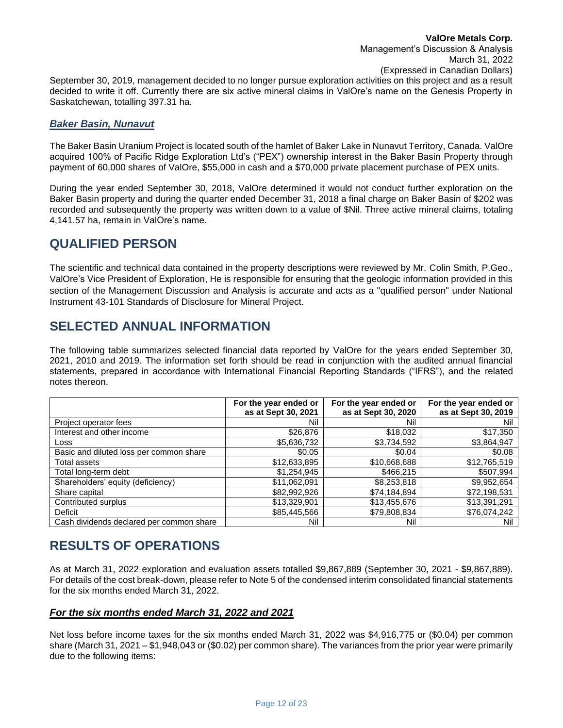September 30, 2019, management decided to no longer pursue exploration activities on this project and as a result decided to write it off. Currently there are six active mineral claims in ValOre's name on the Genesis Property in Saskatchewan, totalling 397.31 ha.

### ***Baker Basin, Nunavut***

The Baker Basin Uranium Project is located south of the hamlet of Baker Lake in Nunavut Territory, Canada. ValOre acquired 100% of Pacific Ridge Exploration Ltd's ("PEX") ownership interest in the Baker Basin Property through payment of 60,000 shares of ValOre, $55,000 in cash and a $70,000 private placement purchase of PEX units.

During the year ended September 30, 2018, ValOre determined it would not conduct further exploration on the Baker Basin property and during the quarter ended December 31, 2018 a final charge on Baker Basin of $202 was recorded and subsequently the property was written down to a value of $Nil. Three active mineral claims, totaling 4,141.57 ha, remain in ValOre's name.

## QUALIFIED PERSON

The scientific and technical data contained in the property descriptions were reviewed by Mr. Colin Smith, P.Geo., ValOre's Vice President of Exploration, He is responsible for ensuring that the geologic information provided in this section of the Management Discussion and Analysis is accurate and acts as a "qualified person" under National Instrument 43-101 Standards of Disclosure for Mineral Project.

## SELECTED ANNUAL INFORMATION

The following table summarizes selected financial data reported by ValOre for the years ended September 30, 2021, 2010 and 2019. The information set forth should be read in conjunction with the audited annual financial statements, prepared in accordance with International Financial Reporting Standards ("IFRS"), and the related notes thereon.

| | For the year ended or as at Sept 30, 2021 | For the year ended or as at Sept 30, 2020 | For the year ended or as at Sept 30, 2019 |
|---|---|---|---|
| Project operator fees | Nil | Nil | Nil |
| Interest and other income | $26,876 | $18,032 | $17,350 |
| Loss | $5,636,732 | $3,734,592 | $3,864,947 |
| Basic and diluted loss per common share | $0.05 | $0.04 | $0.08 |
| Total assets | $12,633,895 | $10,668,688 | $12,765,519 |
| Total long-term debt | $1,254,945 | $466,215 | $507,994 |
| Shareholders' equity (deficiency) | $11,062,091 | $8,253,818 | $9,952,654 |
| Share capital | $82,992,926 | $74,184,894 | $72,198,531 |
| Contributed surplus | $13,329,901 | $13,455,676 | $13,391,291 |
| Deficit | $85,445,566 | $79,808,834 | $76,074,242 |
| Cash dividends declared per common share | Nil | Nil | Nil |

## RESULTS OF OPERATIONS

As at March 31, 2022 exploration and evaluation assets totalled $9,867,889 (September 30, 2021 - $9,867,889). For details of the cost break-down, please refer to Note 5 of the condensed interim consolidated financial statements for the six months ended March 31, 2022.

### ***For the six months ended March 31, 2022 and 2021***

Net loss before income taxes for the six months ended March 31, 2022 was $4,916,775 or ($0.04) per common share (March 31, 2021 – $1,948,043 or ($0.02) per common share). The variances from the prior year were primarily due to the following items: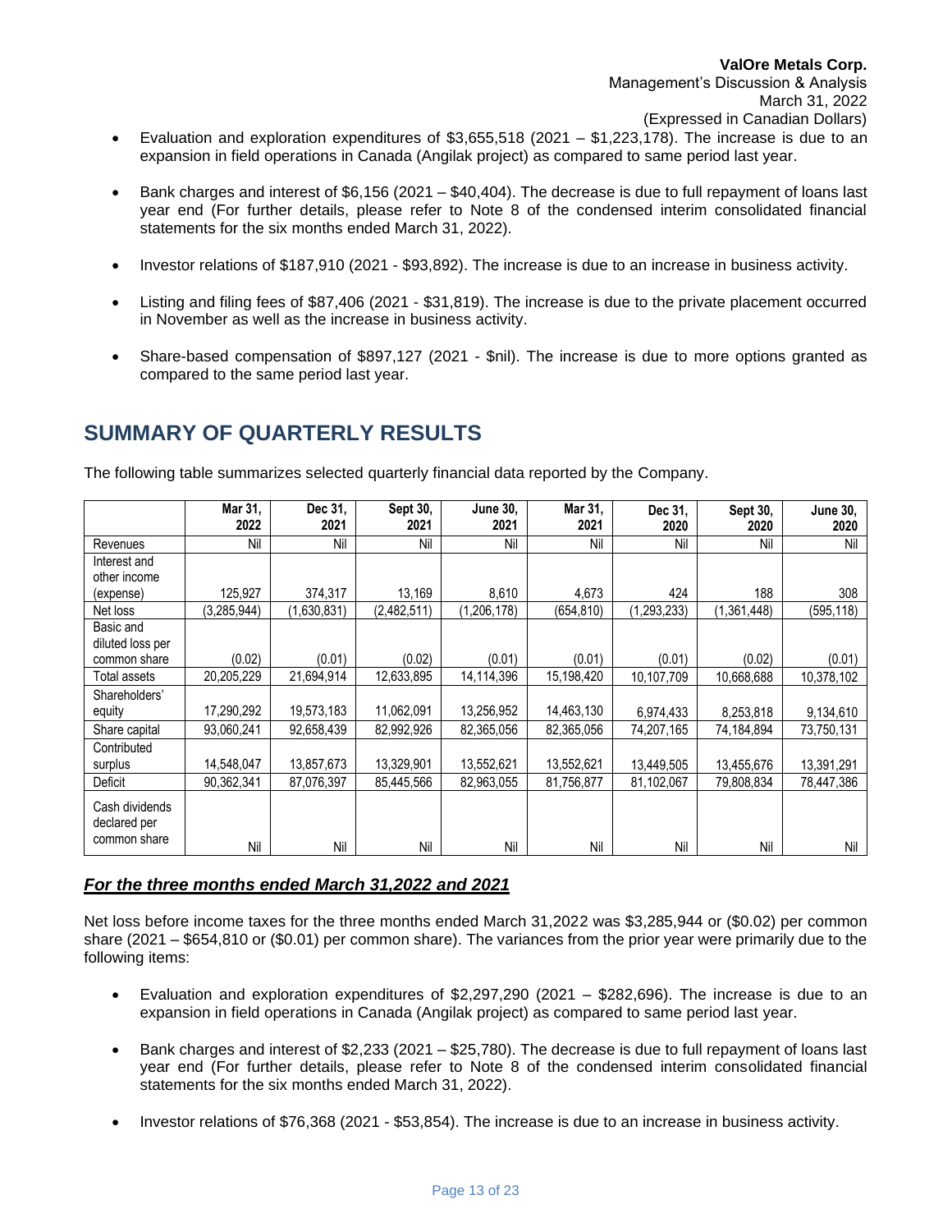- Evaluation and exploration expenditures of $3,655,518 (2021 – $1,223,178). The increase is due to an expansion in field operations in Canada (Angilak project) as compared to same period last year.

- Bank charges and interest of $6,156 (2021 – $40,404). The decrease is due to full repayment of loans last year end (For further details, please refer to Note 8 of the condensed interim consolidated financial statements for the six months ended March 31, 2022).

- Investor relations of $187,910 (2021 - $93,892). The increase is due to an increase in business activity.

- Listing and filing fees of $87,406 (2021 - $31,819). The increase is due to the private placement occurred in November as well as the increase in business activity.

- Share-based compensation of $897,127 (2021 - $nil). The increase is due to more options granted as compared to the same period last year.

## SUMMARY OF QUARTERLY RESULTS

The following table summarizes selected quarterly financial data reported by the Company.

| | Mar 31, 2022 | Dec 31, 2021 | Sept 30, 2021 | June 30, 2021 | Mar 31, 2021 | Dec 31, 2020 | Sept 30, 2020 | June 30, 2020 |
|---|---|---|---|---|---|---|---|---|
| Revenues | Nil | Nil | Nil | Nil | Nil | Nil | Nil | Nil |
| Interest and other income (expense) | 125,927 | 374,317 | 13,169 | 8,610 | 4,673 | 424 | 188 | 308 |
| Net loss | (3,285,944) | (1,630,831) | (2,482,511) | (1,206,178) | (654,810) | (1,293,233) | (1,361,448) | (595,118) |
| Basic and diluted loss per common share | (0.02) | (0.01) | (0.02) | (0.01) | (0.01) | (0.01) | (0.02) | (0.01) |
| Total assets | 20,205,229 | 21,694,914 | 12,633,895 | 14,114,396 | 15,198,420 | 10,107,709 | 10,668,688 | 10,378,102 |
| Shareholders' equity | 17,290,292 | 19,573,183 | 11,062,091 | 13,256,952 | 14,463,130 | 6,974,433 | 8,253,818 | 9,134,610 |
| Share capital | 93,060,241 | 92,658,439 | 82,992,926 | 82,365,056 | 82,365,056 | 74,207,165 | 74,184,894 | 73,750,131 |
| Contributed surplus | 14,548,047 | 13,857,673 | 13,329,901 | 13,552,621 | 13,552,621 | 13,449,505 | 13,455,676 | 13,391,291 |
| Deficit | 90,362,341 | 87,076,397 | 85,445,566 | 82,963,055 | 81,756,877 | 81,102,067 | 79,808,834 | 78,447,386 |
| Cash dividends declared per common share | Nil | Nil | Nil | Nil | Nil | Nil | Nil | Nil |

### ***For the three months ended March 31,2022 and 2021***

Net loss before income taxes for the three months ended March 31,2022 was $3,285,944 or ($0.02) per common share (2021 – $654,810 or ($0.01) per common share). The variances from the prior year were primarily due to the following items:

- Evaluation and exploration expenditures of $2,297,290 (2021 – $282,696). The increase is due to an expansion in field operations in Canada (Angilak project) as compared to same period last year.

- Bank charges and interest of $2,233 (2021 – $25,780). The decrease is due to full repayment of loans last year end (For further details, please refer to Note 8 of the condensed interim consolidated financial statements for the six months ended March 31, 2022).

- Investor relations of $76,368 (2021 - $53,854). The increase is due to an increase in business activity.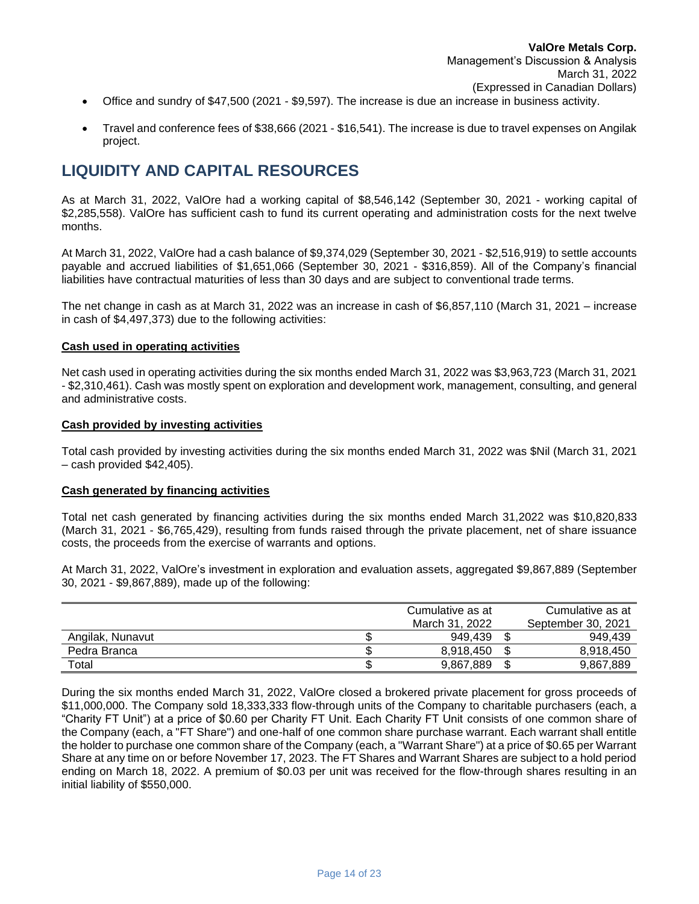- Office and sundry of $47,500 (2021 - $9,597). The increase is due an increase in business activity.
- Travel and conference fees of $38,666 (2021 - $16,541). The increase is due to travel expenses on Angilak project.

## LIQUIDITY AND CAPITAL RESOURCES

As at March 31, 2022, ValOre had a working capital of $8,546,142 (September 30, 2021 - working capital of $2,285,558). ValOre has sufficient cash to fund its current operating and administration costs for the next twelve months.

At March 31, 2022, ValOre had a cash balance of $9,374,029 (September 30, 2021 - $2,516,919) to settle accounts payable and accrued liabilities of $1,651,066 (September 30, 2021 - $316,859). All of the Company's financial liabilities have contractual maturities of less than 30 days and are subject to conventional trade terms.

The net change in cash as at March 31, 2022 was an increase in cash of $6,857,110 (March 31, 2021 – increase in cash of $4,497,373) due to the following activities:

**Cash used in operating activities**

Net cash used in operating activities during the six months ended March 31, 2022 was $3,963,723 (March 31, 2021 - $2,310,461). Cash was mostly spent on exploration and development work, management, consulting, and general and administrative costs.

**Cash provided by investing activities**

Total cash provided by investing activities during the six months ended March 31, 2022 was $Nil (March 31, 2021 – cash provided $42,405).

**Cash generated by financing activities**

Total net cash generated by financing activities during the six months ended March 31,2022 was $10,820,833 (March 31, 2021 - $6,765,429), resulting from funds raised through the private placement, net of share issuance costs, the proceeds from the exercise of warrants and options.

At March 31, 2022, ValOre's investment in exploration and evaluation assets, aggregated $9,867,889 (September 30, 2021 - $9,867,889), made up of the following:

| | Cumulative as at March 31, 2022 | Cumulative as at September 30, 2021 |
|---|---|---|
| Angilak, Nunavut | $ 949,439 | $ 949,439 |
| Pedra Branca | $ 8,918,450 | $ 8,918,450 |
| Total | $ 9,867,889 | $ 9,867,889 |

During the six months ended March 31, 2022, ValOre closed a brokered private placement for gross proceeds of $11,000,000. The Company sold 18,333,333 flow-through units of the Company to charitable purchasers (each, a "Charity FT Unit") at a price of $0.60 per Charity FT Unit. Each Charity FT Unit consists of one common share of the Company (each, a "FT Share") and one-half of one common share purchase warrant. Each warrant shall entitle the holder to purchase one common share of the Company (each, a "Warrant Share") at a price of $0.65 per Warrant Share at any time on or before November 17, 2023. The FT Shares and Warrant Shares are subject to a hold period ending on March 18, 2022. A premium of $0.03 per unit was received for the flow-through shares resulting in an initial liability of $550,000.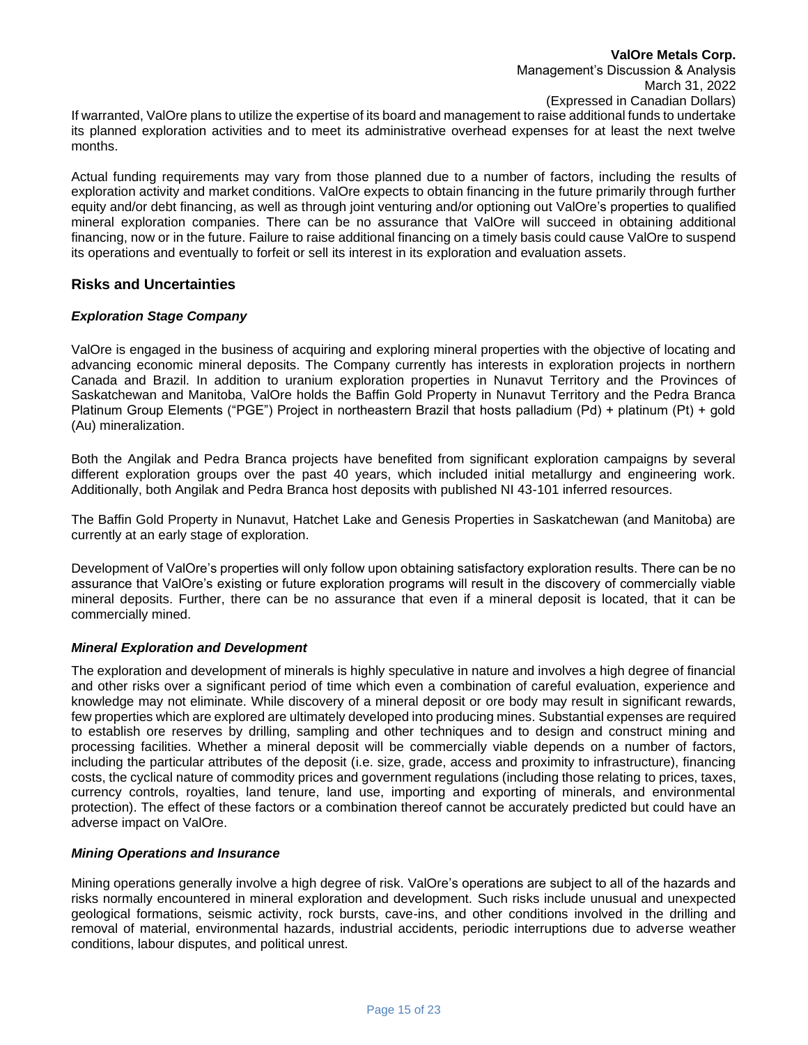If warranted, ValOre plans to utilize the expertise of its board and management to raise additional funds to undertake its planned exploration activities and to meet its administrative overhead expenses for at least the next twelve months.

Actual funding requirements may vary from those planned due to a number of factors, including the results of exploration activity and market conditions. ValOre expects to obtain financing in the future primarily through further equity and/or debt financing, as well as through joint venturing and/or optioning out ValOre's properties to qualified mineral exploration companies. There can be no assurance that ValOre will succeed in obtaining additional financing, now or in the future. Failure to raise additional financing on a timely basis could cause ValOre to suspend its operations and eventually to forfeit or sell its interest in its exploration and evaluation assets.

## Risks and Uncertainties

### *Exploration Stage Company*

ValOre is engaged in the business of acquiring and exploring mineral properties with the objective of locating and advancing economic mineral deposits. The Company currently has interests in exploration projects in northern Canada and Brazil. In addition to uranium exploration properties in Nunavut Territory and the Provinces of Saskatchewan and Manitoba, ValOre holds the Baffin Gold Property in Nunavut Territory and the Pedra Branca Platinum Group Elements ("PGE") Project in northeastern Brazil that hosts palladium (Pd) + platinum (Pt) + gold (Au) mineralization.

Both the Angilak and Pedra Branca projects have benefited from significant exploration campaigns by several different exploration groups over the past 40 years, which included initial metallurgy and engineering work. Additionally, both Angilak and Pedra Branca host deposits with published NI 43-101 inferred resources.

The Baffin Gold Property in Nunavut, Hatchet Lake and Genesis Properties in Saskatchewan (and Manitoba) are currently at an early stage of exploration.

Development of ValOre's properties will only follow upon obtaining satisfactory exploration results. There can be no assurance that ValOre's existing or future exploration programs will result in the discovery of commercially viable mineral deposits. Further, there can be no assurance that even if a mineral deposit is located, that it can be commercially mined.

### *Mineral Exploration and Development*

The exploration and development of minerals is highly speculative in nature and involves a high degree of financial and other risks over a significant period of time which even a combination of careful evaluation, experience and knowledge may not eliminate. While discovery of a mineral deposit or ore body may result in significant rewards, few properties which are explored are ultimately developed into producing mines. Substantial expenses are required to establish ore reserves by drilling, sampling and other techniques and to design and construct mining and processing facilities. Whether a mineral deposit will be commercially viable depends on a number of factors, including the particular attributes of the deposit (i.e. size, grade, access and proximity to infrastructure), financing costs, the cyclical nature of commodity prices and government regulations (including those relating to prices, taxes, currency controls, royalties, land tenure, land use, importing and exporting of minerals, and environmental protection). The effect of these factors or a combination thereof cannot be accurately predicted but could have an adverse impact on ValOre.

### *Mining Operations and Insurance*

Mining operations generally involve a high degree of risk. ValOre's operations are subject to all of the hazards and risks normally encountered in mineral exploration and development. Such risks include unusual and unexpected geological formations, seismic activity, rock bursts, cave-ins, and other conditions involved in the drilling and removal of material, environmental hazards, industrial accidents, periodic interruptions due to adverse weather conditions, labour disputes, and political unrest.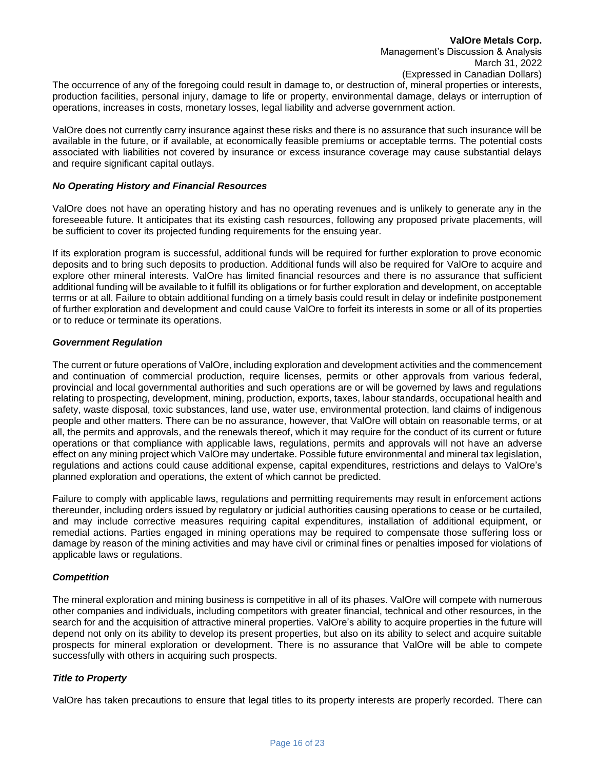The occurrence of any of the foregoing could result in damage to, or destruction of, mineral properties or interests, production facilities, personal injury, damage to life or property, environmental damage, delays or interruption of operations, increases in costs, monetary losses, legal liability and adverse government action.

ValOre does not currently carry insurance against these risks and there is no assurance that such insurance will be available in the future, or if available, at economically feasible premiums or acceptable terms. The potential costs associated with liabilities not covered by insurance or excess insurance coverage may cause substantial delays and require significant capital outlays.

***No Operating History and Financial Resources***

ValOre does not have an operating history and has no operating revenues and is unlikely to generate any in the foreseeable future. It anticipates that its existing cash resources, following any proposed private placements, will be sufficient to cover its projected funding requirements for the ensuing year.

If its exploration program is successful, additional funds will be required for further exploration to prove economic deposits and to bring such deposits to production. Additional funds will also be required for ValOre to acquire and explore other mineral interests. ValOre has limited financial resources and there is no assurance that sufficient additional funding will be available to it fulfill its obligations or for further exploration and development, on acceptable terms or at all. Failure to obtain additional funding on a timely basis could result in delay or indefinite postponement of further exploration and development and could cause ValOre to forfeit its interests in some or all of its properties or to reduce or terminate its operations.

***Government Regulation***

The current or future operations of ValOre, including exploration and development activities and the commencement and continuation of commercial production, require licenses, permits or other approvals from various federal, provincial and local governmental authorities and such operations are or will be governed by laws and regulations relating to prospecting, development, mining, production, exports, taxes, labour standards, occupational health and safety, waste disposal, toxic substances, land use, water use, environmental protection, land claims of indigenous people and other matters. There can be no assurance, however, that ValOre will obtain on reasonable terms, or at all, the permits and approvals, and the renewals thereof, which it may require for the conduct of its current or future operations or that compliance with applicable laws, regulations, permits and approvals will not have an adverse effect on any mining project which ValOre may undertake. Possible future environmental and mineral tax legislation, regulations and actions could cause additional expense, capital expenditures, restrictions and delays to ValOre's planned exploration and operations, the extent of which cannot be predicted.

Failure to comply with applicable laws, regulations and permitting requirements may result in enforcement actions thereunder, including orders issued by regulatory or judicial authorities causing operations to cease or be curtailed, and may include corrective measures requiring capital expenditures, installation of additional equipment, or remedial actions. Parties engaged in mining operations may be required to compensate those suffering loss or damage by reason of the mining activities and may have civil or criminal fines or penalties imposed for violations of applicable laws or regulations.

***Competition***

The mineral exploration and mining business is competitive in all of its phases. ValOre will compete with numerous other companies and individuals, including competitors with greater financial, technical and other resources, in the search for and the acquisition of attractive mineral properties. ValOre's ability to acquire properties in the future will depend not only on its ability to develop its present properties, but also on its ability to select and acquire suitable prospects for mineral exploration or development. There is no assurance that ValOre will be able to compete successfully with others in acquiring such prospects.

***Title to Property***

ValOre has taken precautions to ensure that legal titles to its property interests are properly recorded. There can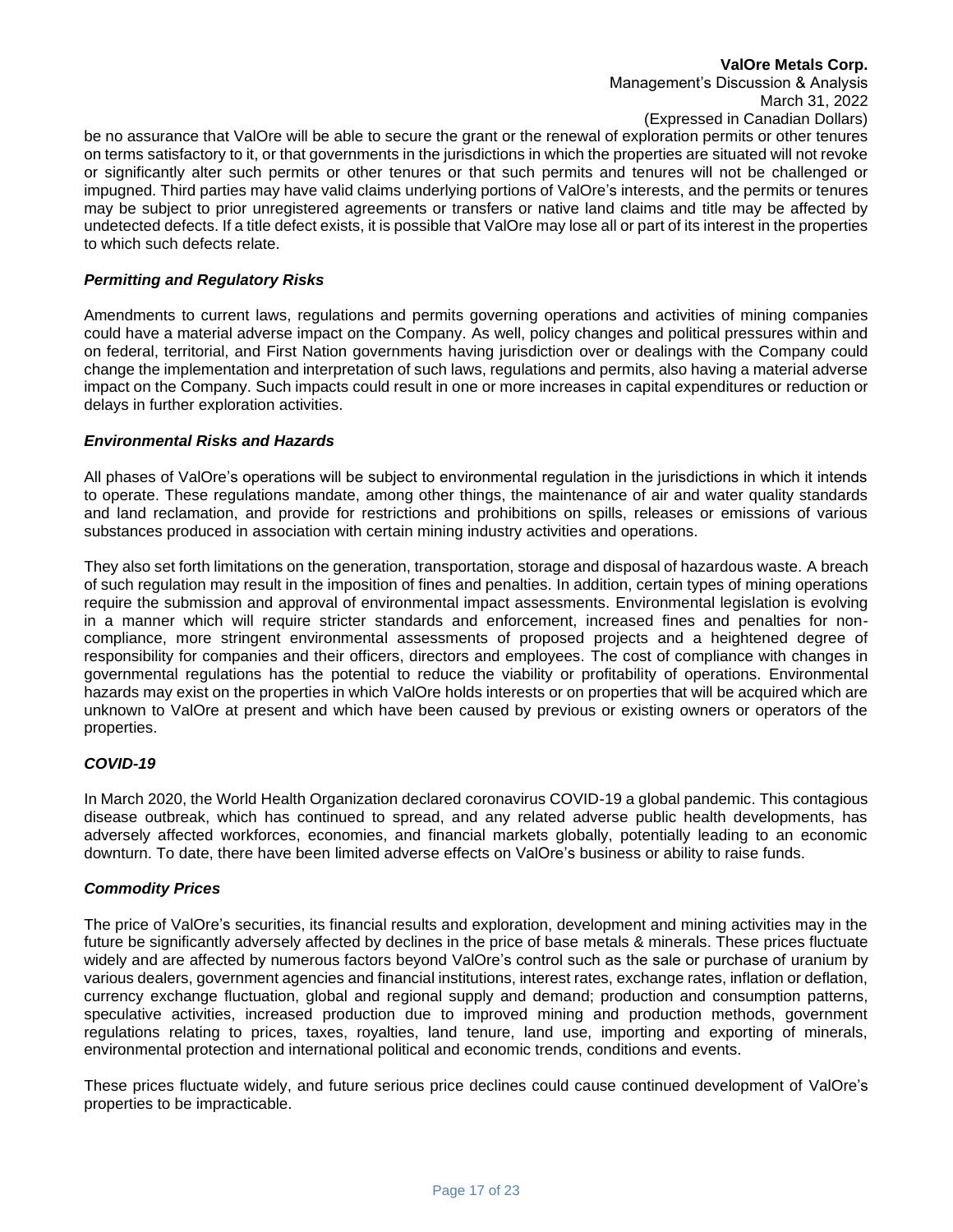be no assurance that ValOre will be able to secure the grant or the renewal of exploration permits or other tenures on terms satisfactory to it, or that governments in the jurisdictions in which the properties are situated will not revoke or significantly alter such permits or other tenures or that such permits and tenures will not be challenged or impugned. Third parties may have valid claims underlying portions of ValOre's interests, and the permits or tenures may be subject to prior unregistered agreements or transfers or native land claims and title may be affected by undetected defects. If a title defect exists, it is possible that ValOre may lose all or part of its interest in the properties to which such defects relate.

### *Permitting and Regulatory Risks*

Amendments to current laws, regulations and permits governing operations and activities of mining companies could have a material adverse impact on the Company. As well, policy changes and political pressures within and on federal, territorial, and First Nation governments having jurisdiction over or dealings with the Company could change the implementation and interpretation of such laws, regulations and permits, also having a material adverse impact on the Company. Such impacts could result in one or more increases in capital expenditures or reduction or delays in further exploration activities.

### *Environmental Risks and Hazards*

All phases of ValOre's operations will be subject to environmental regulation in the jurisdictions in which it intends to operate. These regulations mandate, among other things, the maintenance of air and water quality standards and land reclamation, and provide for restrictions and prohibitions on spills, releases or emissions of various substances produced in association with certain mining industry activities and operations.

They also set forth limitations on the generation, transportation, storage and disposal of hazardous waste. A breach of such regulation may result in the imposition of fines and penalties. In addition, certain types of mining operations require the submission and approval of environmental impact assessments. Environmental legislation is evolving in a manner which will require stricter standards and enforcement, increased fines and penalties for non-compliance, more stringent environmental assessments of proposed projects and a heightened degree of responsibility for companies and their officers, directors and employees. The cost of compliance with changes in governmental regulations has the potential to reduce the viability or profitability of operations. Environmental hazards may exist on the properties in which ValOre holds interests or on properties that will be acquired which are unknown to ValOre at present and which have been caused by previous or existing owners or operators of the properties.

### *COVID-19*

In March 2020, the World Health Organization declared coronavirus COVID-19 a global pandemic. This contagious disease outbreak, which has continued to spread, and any related adverse public health developments, has adversely affected workforces, economies, and financial markets globally, potentially leading to an economic downturn. To date, there have been limited adverse effects on ValOre's business or ability to raise funds.

### *Commodity Prices*

The price of ValOre's securities, its financial results and exploration, development and mining activities may in the future be significantly adversely affected by declines in the price of base metals & minerals. These prices fluctuate widely and are affected by numerous factors beyond ValOre's control such as the sale or purchase of uranium by various dealers, government agencies and financial institutions, interest rates, exchange rates, inflation or deflation, currency exchange fluctuation, global and regional supply and demand; production and consumption patterns, speculative activities, increased production due to improved mining and production methods, government regulations relating to prices, taxes, royalties, land tenure, land use, importing and exporting of minerals, environmental protection and international political and economic trends, conditions and events.

These prices fluctuate widely, and future serious price declines could cause continued development of ValOre's properties to be impracticable.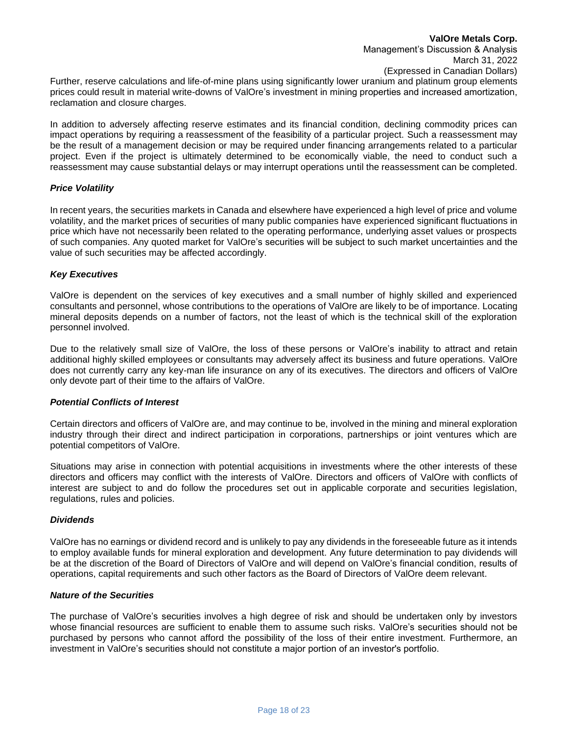Further, reserve calculations and life-of-mine plans using significantly lower uranium and platinum group elements prices could result in material write-downs of ValOre's investment in mining properties and increased amortization, reclamation and closure charges.

In addition to adversely affecting reserve estimates and its financial condition, declining commodity prices can impact operations by requiring a reassessment of the feasibility of a particular project. Such a reassessment may be the result of a management decision or may be required under financing arrangements related to a particular project. Even if the project is ultimately determined to be economically viable, the need to conduct such a reassessment may cause substantial delays or may interrupt operations until the reassessment can be completed.

***Price Volatility***

In recent years, the securities markets in Canada and elsewhere have experienced a high level of price and volume volatility, and the market prices of securities of many public companies have experienced significant fluctuations in price which have not necessarily been related to the operating performance, underlying asset values or prospects of such companies. Any quoted market for ValOre's securities will be subject to such market uncertainties and the value of such securities may be affected accordingly.

***Key Executives***

ValOre is dependent on the services of key executives and a small number of highly skilled and experienced consultants and personnel, whose contributions to the operations of ValOre are likely to be of importance. Locating mineral deposits depends on a number of factors, not the least of which is the technical skill of the exploration personnel involved.

Due to the relatively small size of ValOre, the loss of these persons or ValOre's inability to attract and retain additional highly skilled employees or consultants may adversely affect its business and future operations. ValOre does not currently carry any key-man life insurance on any of its executives. The directors and officers of ValOre only devote part of their time to the affairs of ValOre.

***Potential Conflicts of Interest***

Certain directors and officers of ValOre are, and may continue to be, involved in the mining and mineral exploration industry through their direct and indirect participation in corporations, partnerships or joint ventures which are potential competitors of ValOre.

Situations may arise in connection with potential acquisitions in investments where the other interests of these directors and officers may conflict with the interests of ValOre. Directors and officers of ValOre with conflicts of interest are subject to and do follow the procedures set out in applicable corporate and securities legislation, regulations, rules and policies.

***Dividends***

ValOre has no earnings or dividend record and is unlikely to pay any dividends in the foreseeable future as it intends to employ available funds for mineral exploration and development. Any future determination to pay dividends will be at the discretion of the Board of Directors of ValOre and will depend on ValOre's financial condition, results of operations, capital requirements and such other factors as the Board of Directors of ValOre deem relevant.

***Nature of the Securities***

The purchase of ValOre's securities involves a high degree of risk and should be undertaken only by investors whose financial resources are sufficient to enable them to assume such risks. ValOre's securities should not be purchased by persons who cannot afford the possibility of the loss of their entire investment. Furthermore, an investment in ValOre's securities should not constitute a major portion of an investor's portfolio.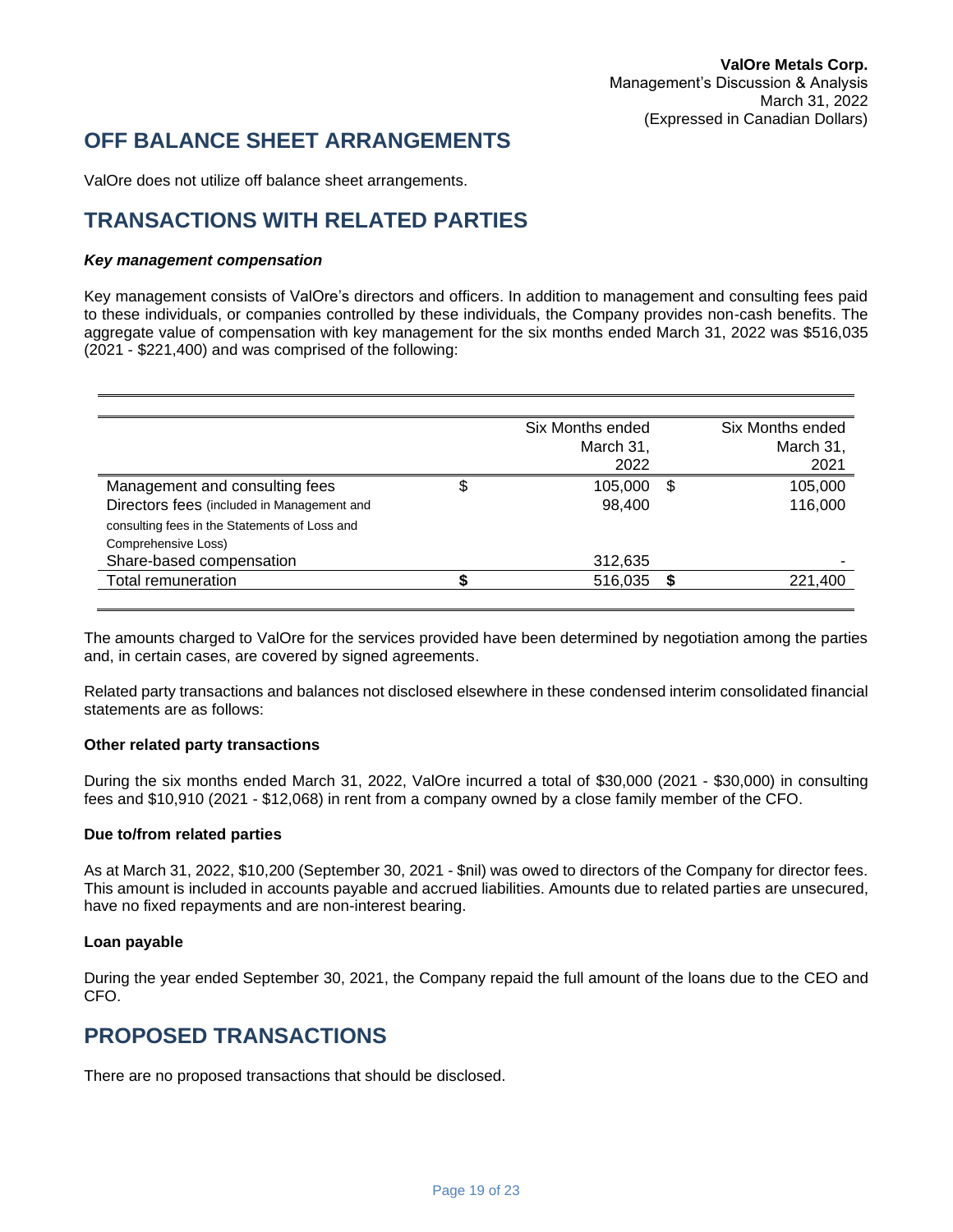## OFF BALANCE SHEET ARRANGEMENTS

ValOre does not utilize off balance sheet arrangements.

## TRANSACTIONS WITH RELATED PARTIES

***Key management compensation***

Key management consists of ValOre's directors and officers. In addition to management and consulting fees paid to these individuals, or companies controlled by these individuals, the Company provides non-cash benefits. The aggregate value of compensation with key management for the six months ended March 31, 2022 was $516,035 (2021 - $221,400) and was comprised of the following:

| | | Six Months ended March 31, 2022 | | Six Months ended March 31, 2021 |
|---|---|---|---|---|
| Management and consulting fees | $ | 105,000 | $ | 105,000 |
| Directors fees (included in Management and consulting fees in the Statements of Loss and Comprehensive Loss) | | 98,400 | | 116,000 |
| Share-based compensation | | 312,635 | | - |
| Total remuneration | **$** | 516,035 | **$** | 221,400 |

The amounts charged to ValOre for the services provided have been determined by negotiation among the parties and, in certain cases, are covered by signed agreements.

Related party transactions and balances not disclosed elsewhere in these condensed interim consolidated financial statements are as follows:

**Other related party transactions**

During the six months ended March 31, 2022, ValOre incurred a total of $30,000 (2021 - $30,000) in consulting fees and $10,910 (2021 - $12,068) in rent from a company owned by a close family member of the CFO.

**Due to/from related parties**

As at March 31, 2022, $10,200 (September 30, 2021 - $nil) was owed to directors of the Company for director fees. This amount is included in accounts payable and accrued liabilities. Amounts due to related parties are unsecured, have no fixed repayments and are non-interest bearing.

**Loan payable**

During the year ended September 30, 2021, the Company repaid the full amount of the loans due to the CEO and CFO.

## PROPOSED TRANSACTIONS

There are no proposed transactions that should be disclosed.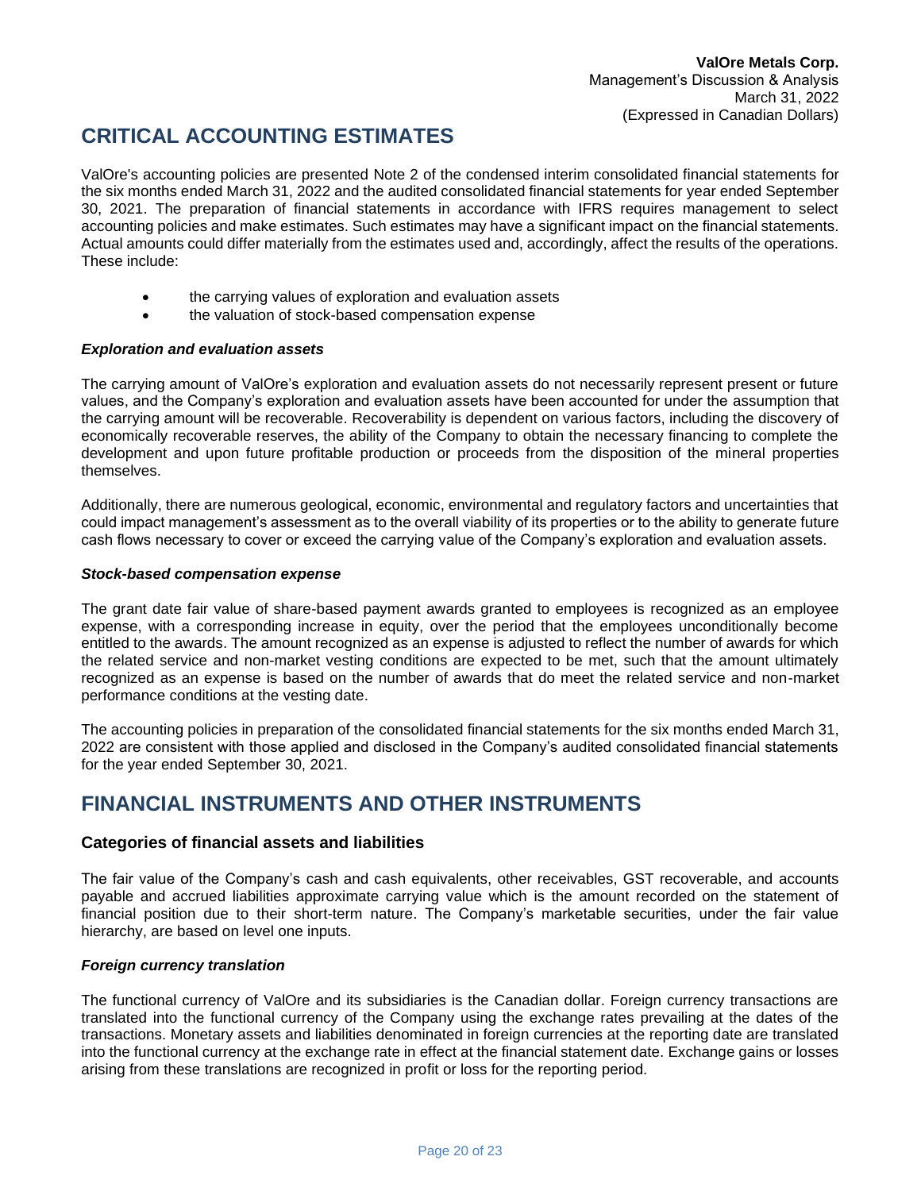# CRITICAL ACCOUNTING ESTIMATES

ValOre's accounting policies are presented Note 2 of the condensed interim consolidated financial statements for the six months ended March 31, 2022 and the audited consolidated financial statements for year ended September 30, 2021. The preparation of financial statements in accordance with IFRS requires management to select accounting policies and make estimates. Such estimates may have a significant impact on the financial statements. Actual amounts could differ materially from the estimates used and, accordingly, affect the results of the operations. These include:

- the carrying values of exploration and evaluation assets
- the valuation of stock-based compensation expense

***Exploration and evaluation assets***

The carrying amount of ValOre's exploration and evaluation assets do not necessarily represent present or future values, and the Company's exploration and evaluation assets have been accounted for under the assumption that the carrying amount will be recoverable. Recoverability is dependent on various factors, including the discovery of economically recoverable reserves, the ability of the Company to obtain the necessary financing to complete the development and upon future profitable production or proceeds from the disposition of the mineral properties themselves.

Additionally, there are numerous geological, economic, environmental and regulatory factors and uncertainties that could impact management's assessment as to the overall viability of its properties or to the ability to generate future cash flows necessary to cover or exceed the carrying value of the Company's exploration and evaluation assets.

***Stock-based compensation expense***

The grant date fair value of share-based payment awards granted to employees is recognized as an employee expense, with a corresponding increase in equity, over the period that the employees unconditionally become entitled to the awards. The amount recognized as an expense is adjusted to reflect the number of awards for which the related service and non-market vesting conditions are expected to be met, such that the amount ultimately recognized as an expense is based on the number of awards that do meet the related service and non-market performance conditions at the vesting date.

The accounting policies in preparation of the consolidated financial statements for the six months ended March 31, 2022 are consistent with those applied and disclosed in the Company's audited consolidated financial statements for the year ended September 30, 2021.

# FINANCIAL INSTRUMENTS AND OTHER INSTRUMENTS

## Categories of financial assets and liabilities

The fair value of the Company's cash and cash equivalents, other receivables, GST recoverable, and accounts payable and accrued liabilities approximate carrying value which is the amount recorded on the statement of financial position due to their short-term nature. The Company's marketable securities, under the fair value hierarchy, are based on level one inputs.

***Foreign currency translation***

The functional currency of ValOre and its subsidiaries is the Canadian dollar. Foreign currency transactions are translated into the functional currency of the Company using the exchange rates prevailing at the dates of the transactions. Monetary assets and liabilities denominated in foreign currencies at the reporting date are translated into the functional currency at the exchange rate in effect at the financial statement date. Exchange gains or losses arising from these translations are recognized in profit or loss for the reporting period.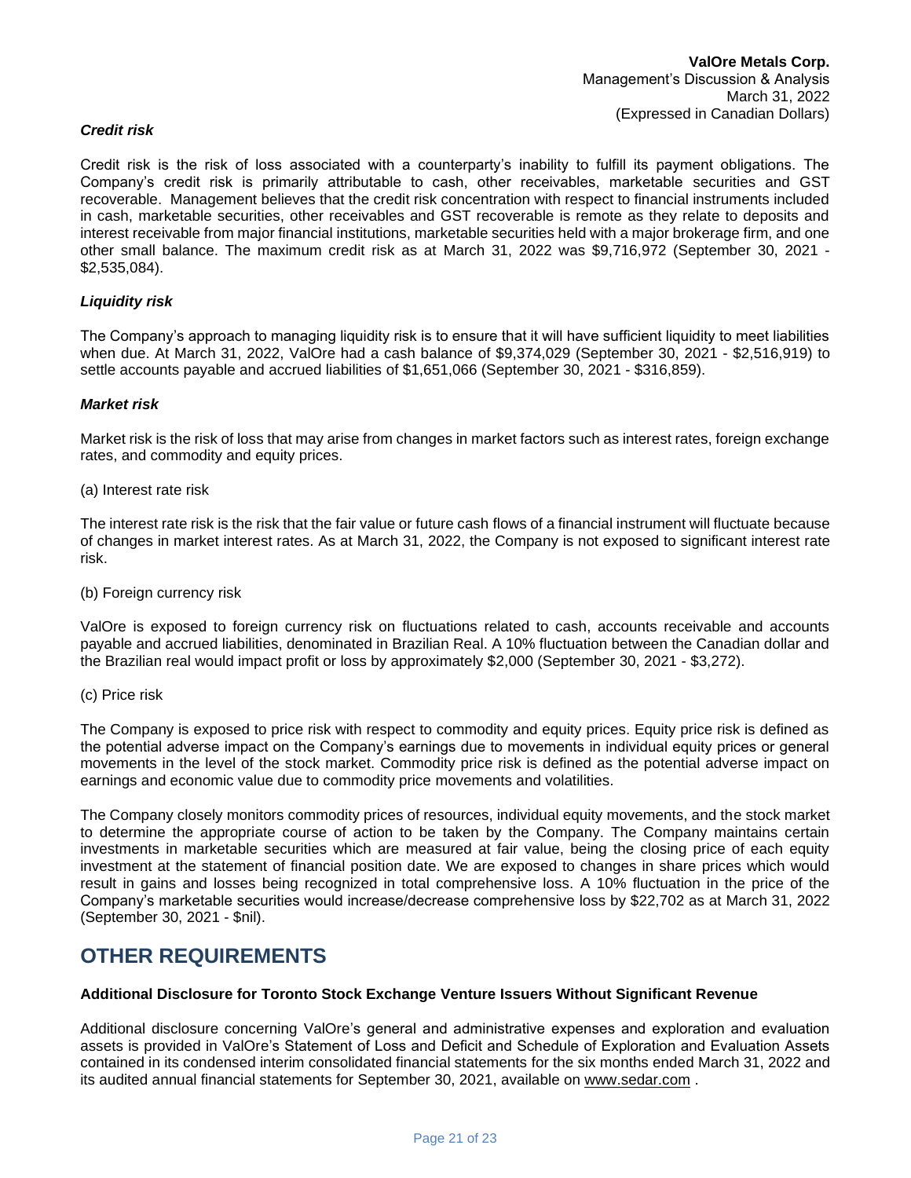### *Credit risk*

Credit risk is the risk of loss associated with a counterparty's inability to fulfill its payment obligations. The Company's credit risk is primarily attributable to cash, other receivables, marketable securities and GST recoverable. Management believes that the credit risk concentration with respect to financial instruments included in cash, marketable securities, other receivables and GST recoverable is remote as they relate to deposits and interest receivable from major financial institutions, marketable securities held with a major brokerage firm, and one other small balance. The maximum credit risk as at March 31, 2022 was $9,716,972 (September 30, 2021 - $2,535,084).

### *Liquidity risk*

The Company's approach to managing liquidity risk is to ensure that it will have sufficient liquidity to meet liabilities when due. At March 31, 2022, ValOre had a cash balance of $9,374,029 (September 30, 2021 - $2,516,919) to settle accounts payable and accrued liabilities of $1,651,066 (September 30, 2021 - $316,859).

### *Market risk*

Market risk is the risk of loss that may arise from changes in market factors such as interest rates, foreign exchange rates, and commodity and equity prices.

(a) Interest rate risk

The interest rate risk is the risk that the fair value or future cash flows of a financial instrument will fluctuate because of changes in market interest rates. As at March 31, 2022, the Company is not exposed to significant interest rate risk.

(b) Foreign currency risk

ValOre is exposed to foreign currency risk on fluctuations related to cash, accounts receivable and accounts payable and accrued liabilities, denominated in Brazilian Real. A 10% fluctuation between the Canadian dollar and the Brazilian real would impact profit or loss by approximately $2,000 (September 30, 2021 - $3,272).

(c) Price risk

The Company is exposed to price risk with respect to commodity and equity prices. Equity price risk is defined as the potential adverse impact on the Company's earnings due to movements in individual equity prices or general movements in the level of the stock market. Commodity price risk is defined as the potential adverse impact on earnings and economic value due to commodity price movements and volatilities.

The Company closely monitors commodity prices of resources, individual equity movements, and the stock market to determine the appropriate course of action to be taken by the Company. The Company maintains certain investments in marketable securities which are measured at fair value, being the closing price of each equity investment at the statement of financial position date. We are exposed to changes in share prices which would result in gains and losses being recognized in total comprehensive loss. A 10% fluctuation in the price of the Company's marketable securities would increase/decrease comprehensive loss by $22,702 as at March 31, 2022 (September 30, 2021 - $nil).

## OTHER REQUIREMENTS

**Additional Disclosure for Toronto Stock Exchange Venture Issuers Without Significant Revenue**

Additional disclosure concerning ValOre's general and administrative expenses and exploration and evaluation assets is provided in ValOre's Statement of Loss and Deficit and Schedule of Exploration and Evaluation Assets contained in its condensed interim consolidated financial statements for the six months ended March 31, 2022 and its audited annual financial statements for September 30, 2021, available on www.sedar.com .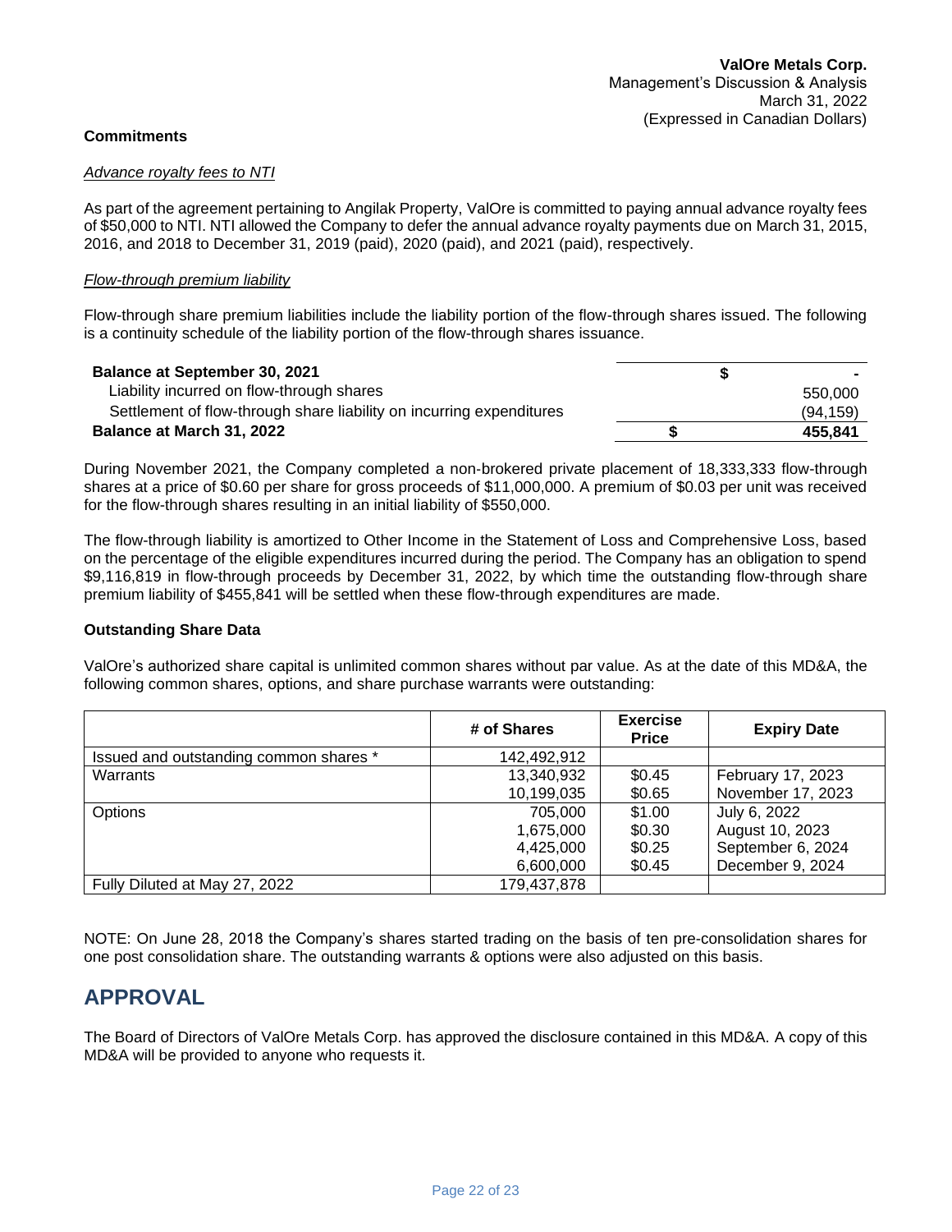## Commitments

*Advance royalty fees to NTI*

As part of the agreement pertaining to Angilak Property, ValOre is committed to paying annual advance royalty fees of $50,000 to NTI. NTI allowed the Company to defer the annual advance royalty payments due on March 31, 2015, 2016, and 2018 to December 31, 2019 (paid), 2020 (paid), and 2021 (paid), respectively.

*Flow-through premium liability*

Flow-through share premium liabilities include the liability portion of the flow-through shares issued. The following is a continuity schedule of the liability portion of the flow-through shares issuance.

| | | |
|---|---|---|
| **Balance at September 30, 2021** | **$** | **-** |
| Liability incurred on flow-through shares | | 550,000 |
| Settlement of flow-through share liability on incurring expenditures | | (94,159) |
| **Balance at March 31, 2022** | **$** | **455,841** |

During November 2021, the Company completed a non-brokered private placement of 18,333,333 flow-through shares at a price of $0.60 per share for gross proceeds of $11,000,000. A premium of $0.03 per unit was received for the flow-through shares resulting in an initial liability of $550,000.

The flow-through liability is amortized to Other Income in the Statement of Loss and Comprehensive Loss, based on the percentage of the eligible expenditures incurred during the period. The Company has an obligation to spend $9,116,819 in flow-through proceeds by December 31, 2022, by which time the outstanding flow-through share premium liability of $455,841 will be settled when these flow-through expenditures are made.

## Outstanding Share Data

ValOre's authorized share capital is unlimited common shares without par value. As at the date of this MD&A, the following common shares, options, and share purchase warrants were outstanding:

| | # of Shares | Exercise Price | Expiry Date |
|---|---|---|---|
| Issued and outstanding common shares * | 142,492,912 | | |
| Warrants | 13,340,932 | $0.45 | February 17, 2023 |
| | 10,199,035 | $0.65 | November 17, 2023 |
| Options | 705,000 | $1.00 | July 6, 2022 |
| | 1,675,000 | $0.30 | August 10, 2023 |
| | 4,425,000 | $0.25 | September 6, 2024 |
| | 6,600,000 | $0.45 | December 9, 2024 |
| Fully Diluted at May 27, 2022 | 179,437,878 | | |

NOTE: On June 28, 2018 the Company's shares started trading on the basis of ten pre-consolidation shares for one post consolidation share. The outstanding warrants & options were also adjusted on this basis.

# APPROVAL

The Board of Directors of ValOre Metals Corp. has approved the disclosure contained in this MD&A. A copy of this MD&A will be provided to anyone who requests it.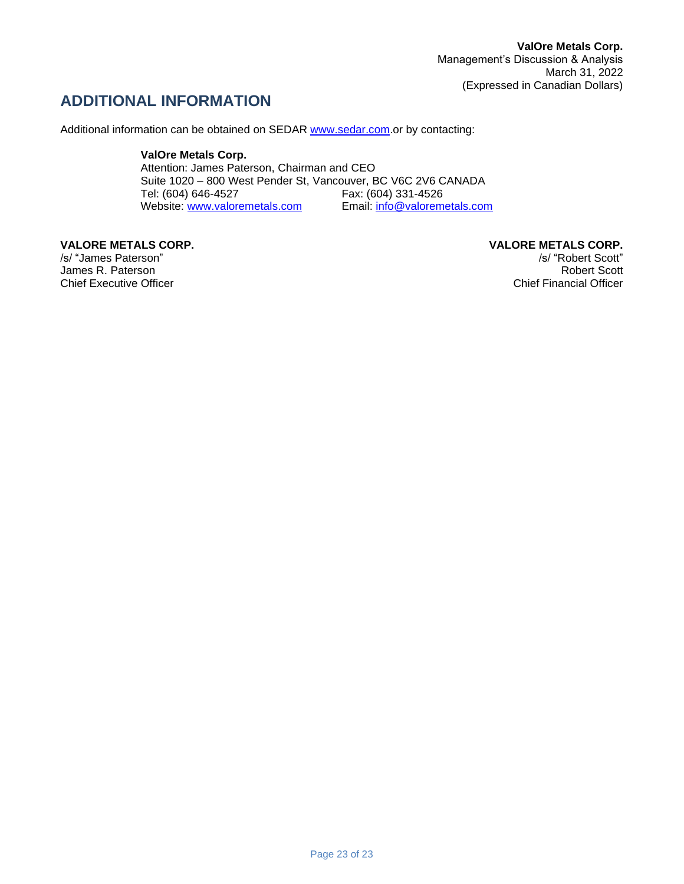## ADDITIONAL INFORMATION

Additional information can be obtained on SEDAR www.sedar.com.or by contacting:

**ValOre Metals Corp.**
Attention: James Paterson, Chairman and CEO
Suite 1020 – 800 West Pender St, Vancouver, BC V6C 2V6 CANADA
Tel: (604) 646-4527 Fax: (604) 331-4526
Website: www.valoremetals.com Email: info@valoremetals.com

**VALORE METALS CORP.**
/s/ "James Paterson"
James R. Paterson
Chief Executive Officer

**VALORE METALS CORP.**
/s/ "Robert Scott"
Robert Scott
Chief Financial Officer